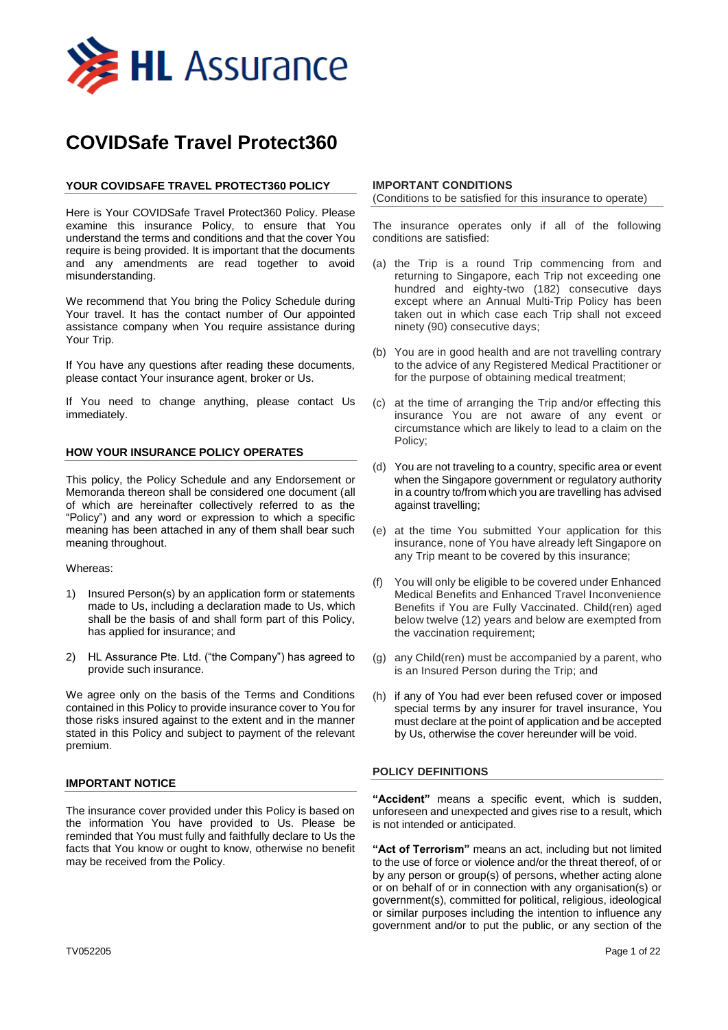HL Assurance

# COVIDSafe Travel Protect360

## YOUR COVIDSAFE TRAVEL PROTECT360 POLICY

Here is Your COVIDSafe Travel Protect360 Policy. Please examine this insurance Policy, to ensure that You understand the terms and conditions and that the cover You require is being provided. It is important that the documents and any amendments are read together to avoid misunderstanding.

We recommend that You bring the Policy Schedule during Your travel. It has the contact number of Our appointed assistance company when You require assistance during Your Trip.

If You have any questions after reading these documents, please contact Your insurance agent, broker or Us.

If You need to change anything, please contact Us immediately.

## HOW YOUR INSURANCE POLICY OPERATES

This policy, the Policy Schedule and any Endorsement or Memoranda thereon shall be considered one document (all of which are hereinafter collectively referred to as the "Policy") and any word or expression to which a specific meaning has been attached in any of them shall bear such meaning throughout.

Whereas:

1) Insured Person(s) by an application form or statements made to Us, including a declaration made to Us, which shall be the basis of and shall form part of this Policy, has applied for insurance; and

2) HL Assurance Pte. Ltd. ("the Company") has agreed to provide such insurance.

We agree only on the basis of the Terms and Conditions contained in this Policy to provide insurance cover to You for those risks insured against to the extent and in the manner stated in this Policy and subject to payment of the relevant premium.

## IMPORTANT NOTICE

The insurance cover provided under this Policy is based on the information You have provided to Us. Please be reminded that You must fully and faithfully declare to Us the facts that You know or ought to know, otherwise no benefit may be received from the Policy.

## IMPORTANT CONDITIONS

(Conditions to be satisfied for this insurance to operate)

The insurance operates only if all of the following conditions are satisfied:

(a) the Trip is a round Trip commencing from and returning to Singapore, each Trip not exceeding one hundred and eighty-two (182) consecutive days except where an Annual Multi-Trip Policy has been taken out in which case each Trip shall not exceed ninety (90) consecutive days;

(b) You are in good health and are not travelling contrary to the advice of any Registered Medical Practitioner or for the purpose of obtaining medical treatment;

(c) at the time of arranging the Trip and/or effecting this insurance You are not aware of any event or circumstance which are likely to lead to a claim on the Policy;

(d) You are not traveling to a country, specific area or event when the Singapore government or regulatory authority in a country to/from which you are travelling has advised against travelling;

(e) at the time You submitted Your application for this insurance, none of You have already left Singapore on any Trip meant to be covered by this insurance;

(f) You will only be eligible to be covered under Enhanced Medical Benefits and Enhanced Travel Inconvenience Benefits if You are Fully Vaccinated. Child(ren) aged below twelve (12) years and below are exempted from the vaccination requirement;

(g) any Child(ren) must be accompanied by a parent, who is an Insured Person during the Trip; and

(h) if any of You had ever been refused cover or imposed special terms by any insurer for travel insurance, You must declare at the point of application and be accepted by Us, otherwise the cover hereunder will be void.

## POLICY DEFINITIONS

**"Accident"** means a specific event, which is sudden, unforeseen and unexpected and gives rise to a result, which is not intended or anticipated.

**"Act of Terrorism"** means an act, including but not limited to the use of force or violence and/or the threat thereof, of or by any person or group(s) of persons, whether acting alone or on behalf of or in connection with any organisation(s) or government(s), committed for political, religious, ideological or similar purposes including the intention to influence any government and/or to put the public, or any section of the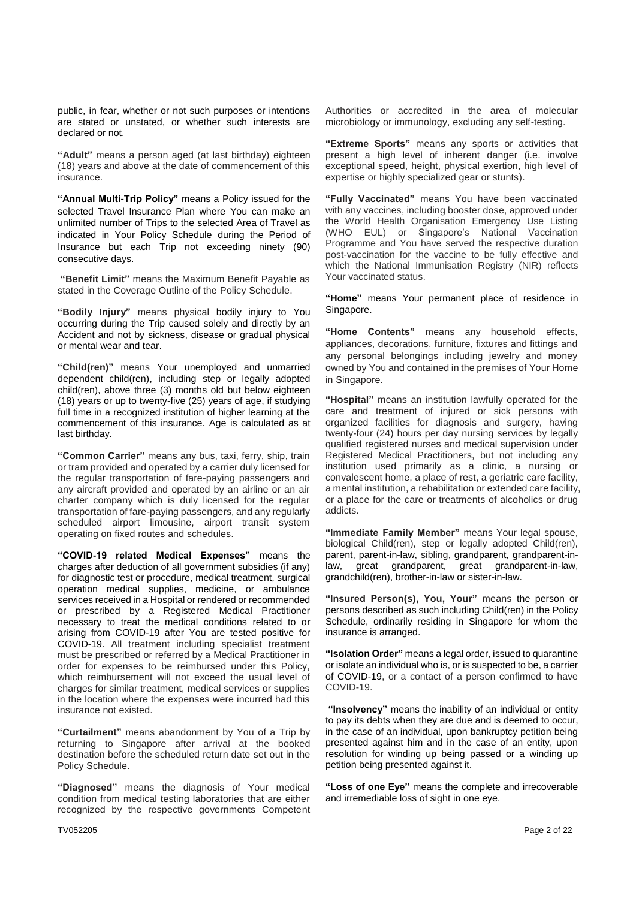public, in fear, whether or not such purposes or intentions are stated or unstated, or whether such interests are declared or not.

**"Adult"** means a person aged (at last birthday) eighteen (18) years and above at the date of commencement of this insurance.

**"Annual Multi-Trip Policy"** means a Policy issued for the selected Travel Insurance Plan where You can make an unlimited number of Trips to the selected Area of Travel as indicated in Your Policy Schedule during the Period of Insurance but each Trip not exceeding ninety (90) consecutive days.

**"Benefit Limit"** means the Maximum Benefit Payable as stated in the Coverage Outline of the Policy Schedule.

**"Bodily Injury"** means physical bodily injury to You occurring during the Trip caused solely and directly by an Accident and not by sickness, disease or gradual physical or mental wear and tear.

**"Child(ren)"** means Your unemployed and unmarried dependent child(ren), including step or legally adopted child(ren), above three (3) months old but below eighteen (18) years or up to twenty-five (25) years of age, if studying full time in a recognized institution of higher learning at the commencement of this insurance. Age is calculated as at last birthday.

**"Common Carrier"** means any bus, taxi, ferry, ship, train or tram provided and operated by a carrier duly licensed for the regular transportation of fare-paying passengers and any aircraft provided and operated by an airline or an air charter company which is duly licensed for the regular transportation of fare-paying passengers, and any regularly scheduled airport limousine, airport transit system operating on fixed routes and schedules.

**"COVID-19 related Medical Expenses"** means the charges after deduction of all government subsidies (if any) for diagnostic test or procedure, medical treatment, surgical operation medical supplies, medicine, or ambulance services received in a Hospital or rendered or recommended or prescribed by a Registered Medical Practitioner necessary to treat the medical conditions related to or arising from COVID-19 after You are tested positive for COVID-19. All treatment including specialist treatment must be prescribed or referred by a Medical Practitioner in order for expenses to be reimbursed under this Policy, which reimbursement will not exceed the usual level of charges for similar treatment, medical services or supplies in the location where the expenses were incurred had this insurance not existed.

**"Curtailment"** means abandonment by You of a Trip by returning to Singapore after arrival at the booked destination before the scheduled return date set out in the Policy Schedule.

**"Diagnosed"** means the diagnosis of Your medical condition from medical testing laboratories that are either recognized by the respective governments Competent Authorities or accredited in the area of molecular microbiology or immunology, excluding any self-testing.

**"Extreme Sports"** means any sports or activities that present a high level of inherent danger (i.e. involve exceptional speed, height, physical exertion, high level of expertise or highly specialized gear or stunts).

**"Fully Vaccinated"** means You have been vaccinated with any vaccines, including booster dose, approved under the World Health Organisation Emergency Use Listing (WHO EUL) or Singapore's National Vaccination Programme and You have served the respective duration post-vaccination for the vaccine to be fully effective and which the National Immunisation Registry (NIR) reflects Your vaccinated status.

**"Home"** means Your permanent place of residence in Singapore.

**"Home Contents"** means any household effects, appliances, decorations, furniture, fixtures and fittings and any personal belongings including jewelry and money owned by You and contained in the premises of Your Home in Singapore.

**"Hospital"** means an institution lawfully operated for the care and treatment of injured or sick persons with organized facilities for diagnosis and surgery, having twenty-four (24) hours per day nursing services by legally qualified registered nurses and medical supervision under Registered Medical Practitioners, but not including any institution used primarily as a clinic, a nursing or convalescent home, a place of rest, a geriatric care facility, a mental institution, a rehabilitation or extended care facility, or a place for the care or treatments of alcoholics or drug addicts.

**"Immediate Family Member"** means Your legal spouse, biological Child(ren), step or legally adopted Child(ren), parent, parent-in-law, sibling, grandparent, grandparent-in-law, great grandparent, great grandparent-in-law, grandchild(ren), brother-in-law or sister-in-law.

**"Insured Person(s), You, Your"** means the person or persons described as such including Child(ren) in the Policy Schedule, ordinarily residing in Singapore for whom the insurance is arranged.

**"Isolation Order"** means a legal order, issued to quarantine or isolate an individual who is, or is suspected to be, a carrier of COVID-19, or a contact of a person confirmed to have COVID-19.

**"Insolvency"** means the inability of an individual or entity to pay its debts when they are due and is deemed to occur, in the case of an individual, upon bankruptcy petition being presented against him and in the case of an entity, upon resolution for winding up being passed or a winding up petition being presented against it.

**"Loss of one Eye"** means the complete and irrecoverable and irremediable loss of sight in one eye.

TV052205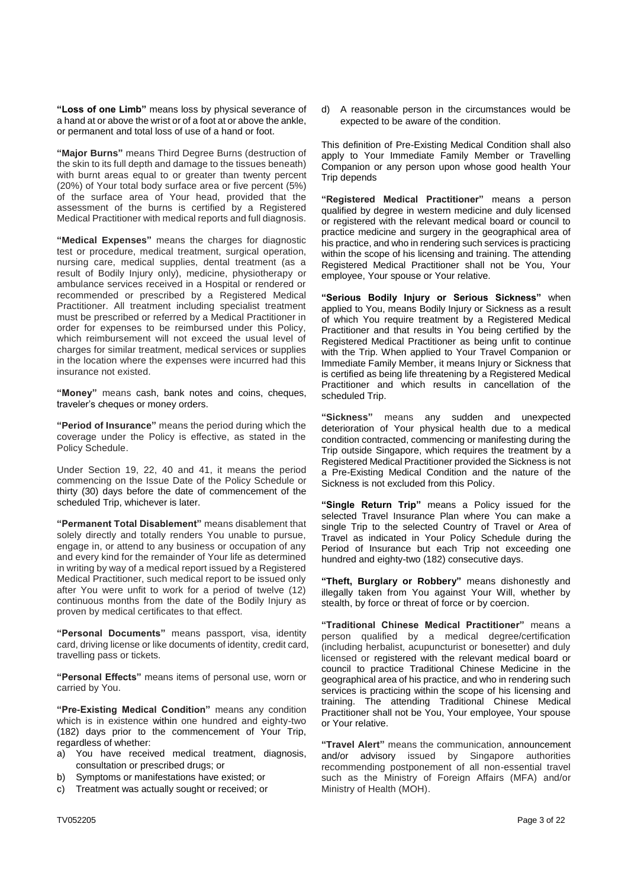**"Loss of one Limb"** means loss by physical severance of a hand at or above the wrist or of a foot at or above the ankle, or permanent and total loss of use of a hand or foot.

**"Major Burns"** means Third Degree Burns (destruction of the skin to its full depth and damage to the tissues beneath) with burnt areas equal to or greater than twenty percent (20%) of Your total body surface area or five percent (5%) of the surface area of Your head, provided that the assessment of the burns is certified by a Registered Medical Practitioner with medical reports and full diagnosis.

**"Medical Expenses"** means the charges for diagnostic test or procedure, medical treatment, surgical operation, nursing care, medical supplies, dental treatment (as a result of Bodily Injury only), medicine, physiotherapy or ambulance services received in a Hospital or rendered or recommended or prescribed by a Registered Medical Practitioner. All treatment including specialist treatment must be prescribed or referred by a Medical Practitioner in order for expenses to be reimbursed under this Policy, which reimbursement will not exceed the usual level of charges for similar treatment, medical services or supplies in the location where the expenses were incurred had this insurance not existed.

**"Money"** means cash, bank notes and coins, cheques, traveler's cheques or money orders.

**"Period of Insurance"** means the period during which the coverage under the Policy is effective, as stated in the Policy Schedule.

Under Section 19, 22, 40 and 41, it means the period commencing on the Issue Date of the Policy Schedule or thirty (30) days before the date of commencement of the scheduled Trip, whichever is later.

**"Permanent Total Disablement"** means disablement that solely directly and totally renders You unable to pursue, engage in, or attend to any business or occupation of any and every kind for the remainder of Your life as determined in writing by way of a medical report issued by a Registered Medical Practitioner, such medical report to be issued only after You were unfit to work for a period of twelve (12) continuous months from the date of the Bodily Injury as proven by medical certificates to that effect.

**"Personal Documents"** means passport, visa, identity card, driving license or like documents of identity, credit card, travelling pass or tickets.

**"Personal Effects"** means items of personal use, worn or carried by You.

**"Pre-Existing Medical Condition"** means any condition which is in existence within one hundred and eighty-two (182) days prior to the commencement of Your Trip, regardless of whether:

a) You have received medical treatment, diagnosis, consultation or prescribed drugs; or
b) Symptoms or manifestations have existed; or
c) Treatment was actually sought or received; or
d) A reasonable person in the circumstances would be expected to be aware of the condition.

This definition of Pre-Existing Medical Condition shall also apply to Your Immediate Family Member or Travelling Companion or any person upon whose good health Your Trip depends

**"Registered Medical Practitioner"** means a person qualified by degree in western medicine and duly licensed or registered with the relevant medical board or council to practice medicine and surgery in the geographical area of his practice, and who in rendering such services is practicing within the scope of his licensing and training. The attending Registered Medical Practitioner shall not be You, Your employee, Your spouse or Your relative.

**"Serious Bodily Injury or Serious Sickness"** when applied to You, means Bodily Injury or Sickness as a result of which You require treatment by a Registered Medical Practitioner and that results in You being certified by the Registered Medical Practitioner as being unfit to continue with the Trip. When applied to Your Travel Companion or Immediate Family Member, it means Injury or Sickness that is certified as being life threatening by a Registered Medical Practitioner and which results in cancellation of the scheduled Trip.

**"Sickness"** means any sudden and unexpected deterioration of Your physical health due to a medical condition contracted, commencing or manifesting during the Trip outside Singapore, which requires the treatment by a Registered Medical Practitioner provided the Sickness is not a Pre-Existing Medical Condition and the nature of the Sickness is not excluded from this Policy.

**"Single Return Trip"** means a Policy issued for the selected Travel Insurance Plan where You can make a single Trip to the selected Country of Travel or Area of Travel as indicated in Your Policy Schedule during the Period of Insurance but each Trip not exceeding one hundred and eighty-two (182) consecutive days.

**"Theft, Burglary or Robbery"** means dishonestly and illegally taken from You against Your Will, whether by stealth, by force or threat of force or by coercion.

**"Traditional Chinese Medical Practitioner"** means a person qualified by a medical degree/certification (including herbalist, acupuncturist or bonesetter) and duly licensed or registered with the relevant medical board or council to practice Traditional Chinese Medicine in the geographical area of his practice, and who in rendering such services is practicing within the scope of his licensing and training. The attending Traditional Chinese Medical Practitioner shall not be You, Your employee, Your spouse or Your relative.

**"Travel Alert"** means the communication, announcement and/or advisory issued by Singapore authorities recommending postponement of all non-essential travel such as the Ministry of Foreign Affairs (MFA) and/or Ministry of Health (MOH).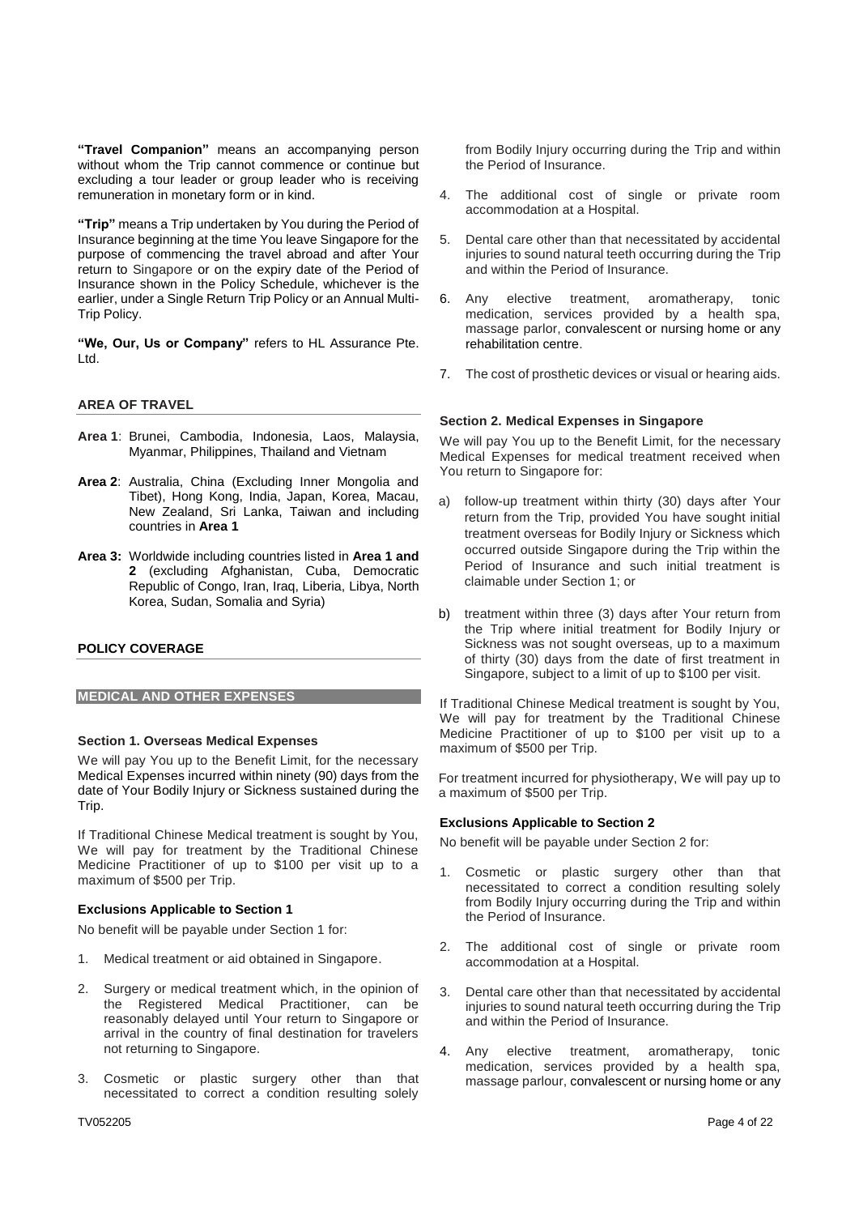**"Travel Companion"** means an accompanying person without whom the Trip cannot commence or continue but excluding a tour leader or group leader who is receiving remuneration in monetary form or in kind.

**"Trip"** means a Trip undertaken by You during the Period of Insurance beginning at the time You leave Singapore for the purpose of commencing the travel abroad and after Your return to Singapore or on the expiry date of the Period of Insurance shown in the Policy Schedule, whichever is the earlier, under a Single Return Trip Policy or an Annual Multi-Trip Policy.

**"We, Our, Us or Company"** refers to HL Assurance Pte. Ltd.

## AREA OF TRAVEL

**Area 1**: Brunei, Cambodia, Indonesia, Laos, Malaysia, Myanmar, Philippines, Thailand and Vietnam

**Area 2**: Australia, China (Excluding Inner Mongolia and Tibet), Hong Kong, India, Japan, Korea, Macau, New Zealand, Sri Lanka, Taiwan and including countries in **Area 1**

**Area 3:** Worldwide including countries listed in **Area 1 and 2** (excluding Afghanistan, Cuba, Democratic Republic of Congo, Iran, Iraq, Liberia, Libya, North Korea, Sudan, Somalia and Syria)

## POLICY COVERAGE

## MEDICAL AND OTHER EXPENSES

### Section 1. Overseas Medical Expenses

We will pay You up to the Benefit Limit, for the necessary Medical Expenses incurred within ninety (90) days from the date of Your Bodily Injury or Sickness sustained during the Trip.

If Traditional Chinese Medical treatment is sought by You, We will pay for treatment by the Traditional Chinese Medicine Practitioner of up to $100 per visit up to a maximum of $500 per Trip.

### Exclusions Applicable to Section 1

No benefit will be payable under Section 1 for:

1. Medical treatment or aid obtained in Singapore.
2. Surgery or medical treatment which, in the opinion of the Registered Medical Practitioner, can be reasonably delayed until Your return to Singapore or arrival in the country of final destination for travelers not returning to Singapore.
3. Cosmetic or plastic surgery other than that necessitated to correct a condition resulting solely from Bodily Injury occurring during the Trip and within the Period of Insurance.
4. The additional cost of single or private room accommodation at a Hospital.
5. Dental care other than that necessitated by accidental injuries to sound natural teeth occurring during the Trip and within the Period of Insurance.
6. Any elective treatment, aromatherapy, tonic medication, services provided by a health spa, massage parlor, convalescent or nursing home or any rehabilitation centre.
7. The cost of prosthetic devices or visual or hearing aids.

### Section 2. Medical Expenses in Singapore

We will pay You up to the Benefit Limit, for the necessary Medical Expenses for medical treatment received when You return to Singapore for:

a) follow-up treatment within thirty (30) days after Your return from the Trip, provided You have sought initial treatment overseas for Bodily Injury or Sickness which occurred outside Singapore during the Trip within the Period of Insurance and such initial treatment is claimable under Section 1; or

b) treatment within three (3) days after Your return from the Trip where initial treatment for Bodily Injury or Sickness was not sought overseas, up to a maximum of thirty (30) days from the date of first treatment in Singapore, subject to a limit of up to $100 per visit.

If Traditional Chinese Medical treatment is sought by You, We will pay for treatment by the Traditional Chinese Medicine Practitioner of up to $100 per visit up to a maximum of $500 per Trip.

For treatment incurred for physiotherapy, We will pay up to a maximum of $500 per Trip.

### Exclusions Applicable to Section 2

No benefit will be payable under Section 2 for:

1. Cosmetic or plastic surgery other than that necessitated to correct a condition resulting solely from Bodily Injury occurring during the Trip and within the Period of Insurance.
2. The additional cost of single or private room accommodation at a Hospital.
3. Dental care other than that necessitated by accidental injuries to sound natural teeth occurring during the Trip and within the Period of Insurance.
4. Any elective treatment, aromatherapy, tonic medication, services provided by a health spa, massage parlour, convalescent or nursing home or any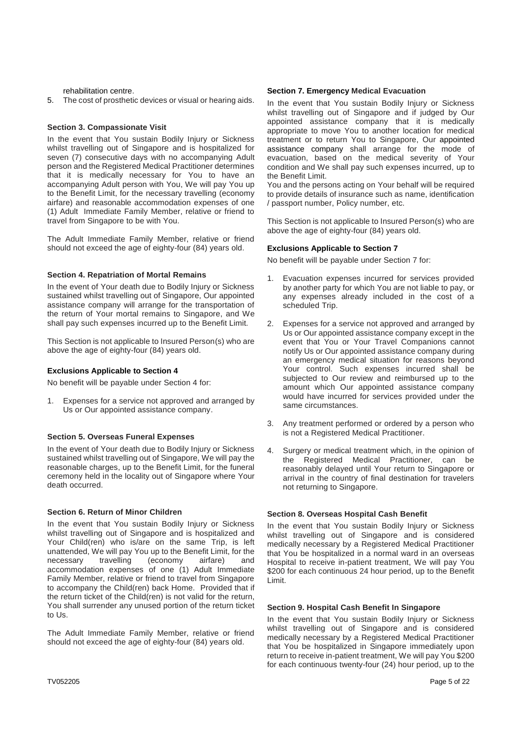rehabilitation centre.

5. The cost of prosthetic devices or visual or hearing aids.

**Section 3. Compassionate Visit**

In the event that You sustain Bodily Injury or Sickness whilst travelling out of Singapore and is hospitalized for seven (7) consecutive days with no accompanying Adult person and the Registered Medical Practitioner determines that it is medically necessary for You to have an accompanying Adult person with You, We will pay You up to the Benefit Limit, for the necessary travelling (economy airfare) and reasonable accommodation expenses of one (1) Adult Immediate Family Member, relative or friend to travel from Singapore to be with You.

The Adult Immediate Family Member, relative or friend should not exceed the age of eighty-four (84) years old.

**Section 4. Repatriation of Mortal Remains**

In the event of Your death due to Bodily Injury or Sickness sustained whilst travelling out of Singapore, Our appointed assistance company will arrange for the transportation of the return of Your mortal remains to Singapore, and We shall pay such expenses incurred up to the Benefit Limit.

This Section is not applicable to Insured Person(s) who are above the age of eighty-four (84) years old.

**Exclusions Applicable to Section 4**

No benefit will be payable under Section 4 for:

1. Expenses for a service not approved and arranged by Us or Our appointed assistance company.

**Section 5. Overseas Funeral Expenses**

In the event of Your death due to Bodily Injury or Sickness sustained whilst travelling out of Singapore, We will pay the reasonable charges, up to the Benefit Limit, for the funeral ceremony held in the locality out of Singapore where Your death occurred.

**Section 6. Return of Minor Children**

In the event that You sustain Bodily Injury or Sickness whilst travelling out of Singapore and is hospitalized and Your Child(ren) who is/are on the same Trip, is left unattended, We will pay You up to the Benefit Limit, for the necessary travelling (economy airfare) and accommodation expenses of one (1) Adult Immediate Family Member, relative or friend to travel from Singapore to accompany the Child(ren) back Home. Provided that if the return ticket of the Child(ren) is not valid for the return, You shall surrender any unused portion of the return ticket to Us.

The Adult Immediate Family Member, relative or friend should not exceed the age of eighty-four (84) years old.

**Section 7. Emergency Medical Evacuation**

In the event that You sustain Bodily Injury or Sickness whilst travelling out of Singapore and if judged by Our appointed assistance company that it is medically appropriate to move You to another location for medical treatment or to return You to Singapore, Our appointed assistance company shall arrange for the mode of evacuation, based on the medical severity of Your condition and We shall pay such expenses incurred, up to the Benefit Limit.

You and the persons acting on Your behalf will be required to provide details of insurance such as name, identification / passport number, Policy number, etc.

This Section is not applicable to Insured Person(s) who are above the age of eighty-four (84) years old.

**Exclusions Applicable to Section 7**

No benefit will be payable under Section 7 for:

1. Evacuation expenses incurred for services provided by another party for which You are not liable to pay, or any expenses already included in the cost of a scheduled Trip.

2. Expenses for a service not approved and arranged by Us or Our appointed assistance company except in the event that You or Your Travel Companions cannot notify Us or Our appointed assistance company during an emergency medical situation for reasons beyond Your control. Such expenses incurred shall be subjected to Our review and reimbursed up to the amount which Our appointed assistance company would have incurred for services provided under the same circumstances.

3. Any treatment performed or ordered by a person who is not a Registered Medical Practitioner.

4. Surgery or medical treatment which, in the opinion of the Registered Medical Practitioner, can be reasonably delayed until Your return to Singapore or arrival in the country of final destination for travelers not returning to Singapore.

**Section 8. Overseas Hospital Cash Benefit**

In the event that You sustain Bodily Injury or Sickness whilst travelling out of Singapore and is considered medically necessary by a Registered Medical Practitioner that You be hospitalized in a normal ward in an overseas Hospital to receive in-patient treatment, We will pay You $200 for each continuous 24 hour period, up to the Benefit Limit.

**Section 9. Hospital Cash Benefit In Singapore**

In the event that You sustain Bodily Injury or Sickness whilst travelling out of Singapore and is considered medically necessary by a Registered Medical Practitioner that You be hospitalized in Singapore immediately upon return to receive in-patient treatment, We will pay You $200 for each continuous twenty-four (24) hour period, up to the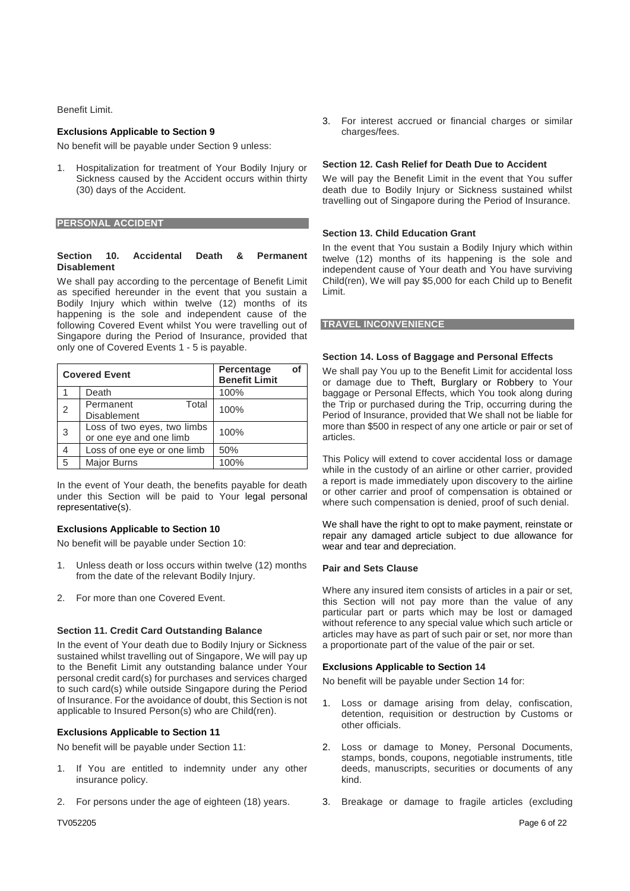Benefit Limit.

**Exclusions Applicable to Section 9**

No benefit will be payable under Section 9 unless:

1. Hospitalization for treatment of Your Bodily Injury or Sickness caused by the Accident occurs within thirty (30) days of the Accident.

## PERSONAL ACCIDENT

**Section 10. Accidental Death & Permanent Disablement**

We shall pay according to the percentage of Benefit Limit as specified hereunder in the event that you sustain a Bodily Injury which within twelve (12) months of its happening is the sole and independent cause of the following Covered Event whilst You were travelling out of Singapore during the Period of Insurance, provided that only one of Covered Events 1 - 5 is payable.

| Covered Event | | Percentage of Benefit Limit |
|---|---|---|
| 1 | Death | 100% |
| 2 | Permanent Total Disablement | 100% |
| 3 | Loss of two eyes, two limbs or one eye and one limb | 100% |
| 4 | Loss of one eye or one limb | 50% |
| 5 | Major Burns | 100% |

In the event of Your death, the benefits payable for death under this Section will be paid to Your legal personal representative(s).

**Exclusions Applicable to Section 10**

No benefit will be payable under Section 10:

1. Unless death or loss occurs within twelve (12) months from the date of the relevant Bodily Injury.
2. For more than one Covered Event.

**Section 11. Credit Card Outstanding Balance**

In the event of Your death due to Bodily Injury or Sickness sustained whilst travelling out of Singapore, We will pay up to the Benefit Limit any outstanding balance under Your personal credit card(s) for purchases and services charged to such card(s) while outside Singapore during the Period of Insurance. For the avoidance of doubt, this Section is not applicable to Insured Person(s) who are Child(ren).

**Exclusions Applicable to Section 11**

No benefit will be payable under Section 11:

1. If You are entitled to indemnity under any other insurance policy.
2. For persons under the age of eighteen (18) years.
3. For interest accrued or financial charges or similar charges/fees.

**Section 12. Cash Relief for Death Due to Accident**

We will pay the Benefit Limit in the event that You suffer death due to Bodily Injury or Sickness sustained whilst travelling out of Singapore during the Period of Insurance.

**Section 13. Child Education Grant**

In the event that You sustain a Bodily Injury which within twelve (12) months of its happening is the sole and independent cause of Your death and You have surviving Child(ren), We will pay $5,000 for each Child up to Benefit Limit.

## TRAVEL INCONVENIENCE

**Section 14. Loss of Baggage and Personal Effects**

We shall pay You up to the Benefit Limit for accidental loss or damage due to Theft, Burglary or Robbery to Your baggage or Personal Effects, which You took along during the Trip or purchased during the Trip, occurring during the Period of Insurance, provided that We shall not be liable for more than $500 in respect of any one article or pair or set of articles.

This Policy will extend to cover accidental loss or damage while in the custody of an airline or other carrier, provided a report is made immediately upon discovery to the airline or other carrier and proof of compensation is obtained or where such compensation is denied, proof of such denial.

We shall have the right to opt to make payment, reinstate or repair any damaged article subject to due allowance for wear and tear and depreciation.

**Pair and Sets Clause**

Where any insured item consists of articles in a pair or set, this Section will not pay more than the value of any particular part or parts which may be lost or damaged without reference to any special value which such article or articles may have as part of such pair or set, nor more than a proportionate part of the value of the pair or set.

**Exclusions Applicable to Section 14**

No benefit will be payable under Section 14 for:

1. Loss or damage arising from delay, confiscation, detention, requisition or destruction by Customs or other officials.
2. Loss or damage to Money, Personal Documents, stamps, bonds, coupons, negotiable instruments, title deeds, manuscripts, securities or documents of any kind.
3. Breakage or damage to fragile articles (excluding

TV052205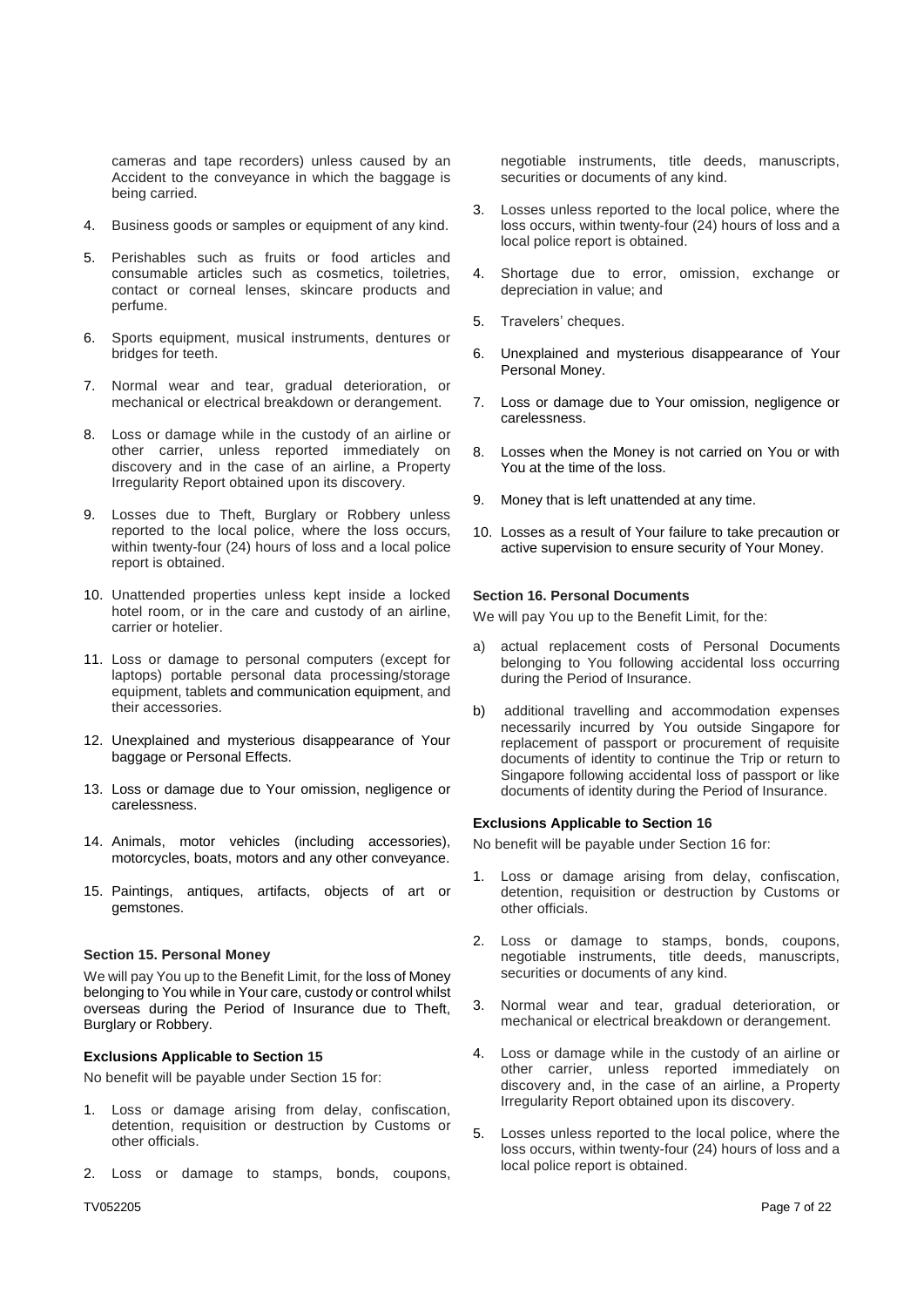cameras and tape recorders) unless caused by an Accident to the conveyance in which the baggage is being carried.

4. Business goods or samples or equipment of any kind.
5. Perishables such as fruits or food articles and consumable articles such as cosmetics, toiletries, contact or corneal lenses, skincare products and perfume.
6. Sports equipment, musical instruments, dentures or bridges for teeth.
7. Normal wear and tear, gradual deterioration, or mechanical or electrical breakdown or derangement.
8. Loss or damage while in the custody of an airline or other carrier, unless reported immediately on discovery and in the case of an airline, a Property Irregularity Report obtained upon its discovery.
9. Losses due to Theft, Burglary or Robbery unless reported to the local police, where the loss occurs, within twenty-four (24) hours of loss and a local police report is obtained.
10. Unattended properties unless kept inside a locked hotel room, or in the care and custody of an airline, carrier or hotelier.
11. Loss or damage to personal computers (except for laptops) portable personal data processing/storage equipment, tablets and communication equipment, and their accessories.
12. Unexplained and mysterious disappearance of Your baggage or Personal Effects.
13. Loss or damage due to Your omission, negligence or carelessness.
14. Animals, motor vehicles (including accessories), motorcycles, boats, motors and any other conveyance.
15. Paintings, antiques, artifacts, objects of art or gemstones.

#### Section 15. Personal Money

We will pay You up to the Benefit Limit, for the loss of Money belonging to You while in Your care, custody or control whilst overseas during the Period of Insurance due to Theft, Burglary or Robbery.

#### Exclusions Applicable to Section 15

No benefit will be payable under Section 15 for:

1. Loss or damage arising from delay, confiscation, detention, requisition or destruction by Customs or other officials.
2. Loss or damage to stamps, bonds, coupons, negotiable instruments, title deeds, manuscripts, securities or documents of any kind.
3. Losses unless reported to the local police, where the loss occurs, within twenty-four (24) hours of loss and a local police report is obtained.
4. Shortage due to error, omission, exchange or depreciation in value; and
5. Travelers' cheques.
6. Unexplained and mysterious disappearance of Your Personal Money.
7. Loss or damage due to Your omission, negligence or carelessness.
8. Losses when the Money is not carried on You or with You at the time of the loss.
9. Money that is left unattended at any time.
10. Losses as a result of Your failure to take precaution or active supervision to ensure security of Your Money.

#### Section 16. Personal Documents

We will pay You up to the Benefit Limit, for the:

a) actual replacement costs of Personal Documents belonging to You following accidental loss occurring during the Period of Insurance.

b) additional travelling and accommodation expenses necessarily incurred by You outside Singapore for replacement of passport or procurement of requisite documents of identity to continue the Trip or return to Singapore following accidental loss of passport or like documents of identity during the Period of Insurance.

#### Exclusions Applicable to Section 16

No benefit will be payable under Section 16 for:

1. Loss or damage arising from delay, confiscation, detention, requisition or destruction by Customs or other officials.
2. Loss or damage to stamps, bonds, coupons, negotiable instruments, title deeds, manuscripts, securities or documents of any kind.
3. Normal wear and tear, gradual deterioration, or mechanical or electrical breakdown or derangement.
4. Loss or damage while in the custody of an airline or other carrier, unless reported immediately on discovery and, in the case of an airline, a Property Irregularity Report obtained upon its discovery.
5. Losses unless reported to the local police, where the loss occurs, within twenty-four (24) hours of loss and a local police report is obtained.

TV052205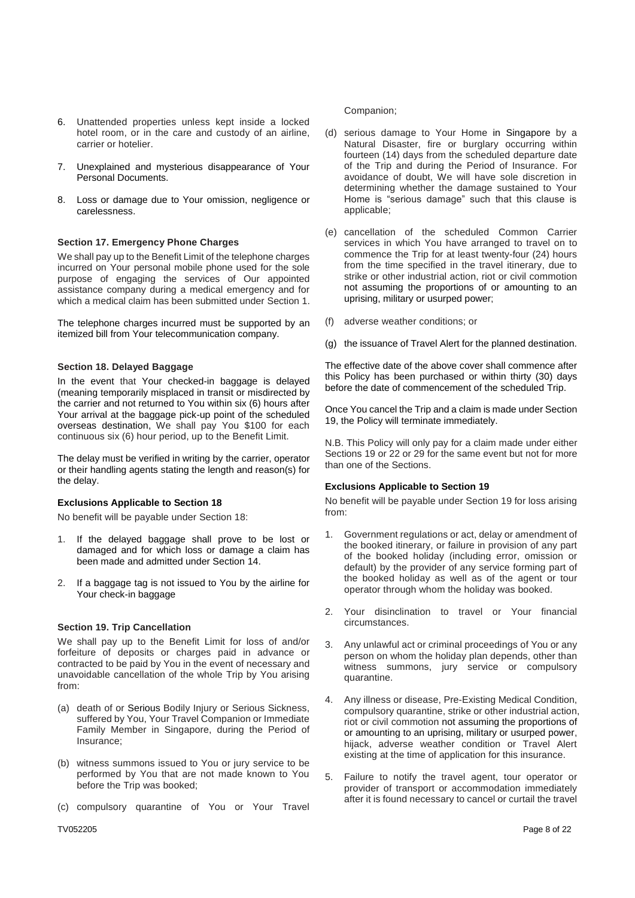6. Unattended properties unless kept inside a locked hotel room, or in the care and custody of an airline, carrier or hotelier.

7. Unexplained and mysterious disappearance of Your Personal Documents.

8. Loss or damage due to Your omission, negligence or carelessness.

### Section 17. Emergency Phone Charges

We shall pay up to the Benefit Limit of the telephone charges incurred on Your personal mobile phone used for the sole purpose of engaging the services of Our appointed assistance company during a medical emergency and for which a medical claim has been submitted under Section 1.

The telephone charges incurred must be supported by an itemized bill from Your telecommunication company.

### Section 18. Delayed Baggage

In the event that Your checked-in baggage is delayed (meaning temporarily misplaced in transit or misdirected by the carrier and not returned to You within six (6) hours after Your arrival at the baggage pick-up point of the scheduled overseas destination, We shall pay You $100 for each continuous six (6) hour period, up to the Benefit Limit.

The delay must be verified in writing by the carrier, operator or their handling agents stating the length and reason(s) for the delay.

#### Exclusions Applicable to Section 18

No benefit will be payable under Section 18:

1. If the delayed baggage shall prove to be lost or damaged and for which loss or damage a claim has been made and admitted under Section 14.

2. If a baggage tag is not issued to You by the airline for Your check-in baggage

### Section 19. Trip Cancellation

We shall pay up to the Benefit Limit for loss of and/or forfeiture of deposits or charges paid in advance or contracted to be paid by You in the event of necessary and unavoidable cancellation of the whole Trip by You arising from:

(a) death of or Serious Bodily Injury or Serious Sickness, suffered by You, Your Travel Companion or Immediate Family Member in Singapore, during the Period of Insurance;

(b) witness summons issued to You or jury service to be performed by You that are not made known to You before the Trip was booked;

(c) compulsory quarantine of You or Your Travel Companion;

(d) serious damage to Your Home in Singapore by a Natural Disaster, fire or burglary occurring within fourteen (14) days from the scheduled departure date of the Trip and during the Period of Insurance. For avoidance of doubt, We will have sole discretion in determining whether the damage sustained to Your Home is "serious damage" such that this clause is applicable;

(e) cancellation of the scheduled Common Carrier services in which You have arranged to travel on to commence the Trip for at least twenty-four (24) hours from the time specified in the travel itinerary, due to strike or other industrial action, riot or civil commotion not assuming the proportions of or amounting to an uprising, military or usurped power;

(f) adverse weather conditions; or

(g) the issuance of Travel Alert for the planned destination.

The effective date of the above cover shall commence after this Policy has been purchased or within thirty (30) days before the date of commencement of the scheduled Trip.

Once You cancel the Trip and a claim is made under Section 19, the Policy will terminate immediately.

N.B. This Policy will only pay for a claim made under either Sections 19 or 22 or 29 for the same event but not for more than one of the Sections.

#### Exclusions Applicable to Section 19

No benefit will be payable under Section 19 for loss arising from:

1. Government regulations or act, delay or amendment of the booked itinerary, or failure in provision of any part of the booked holiday (including error, omission or default) by the provider of any service forming part of the booked holiday as well as of the agent or tour operator through whom the holiday was booked.

2. Your disinclination to travel or Your financial circumstances.

3. Any unlawful act or criminal proceedings of You or any person on whom the holiday plan depends, other than witness summons, jury service or compulsory quarantine.

4. Any illness or disease, Pre-Existing Medical Condition, compulsory quarantine, strike or other industrial action, riot or civil commotion not assuming the proportions of or amounting to an uprising, military or usurped power, hijack, adverse weather condition or Travel Alert existing at the time of application for this insurance.

5. Failure to notify the travel agent, tour operator or provider of transport or accommodation immediately after it is found necessary to cancel or curtail the travel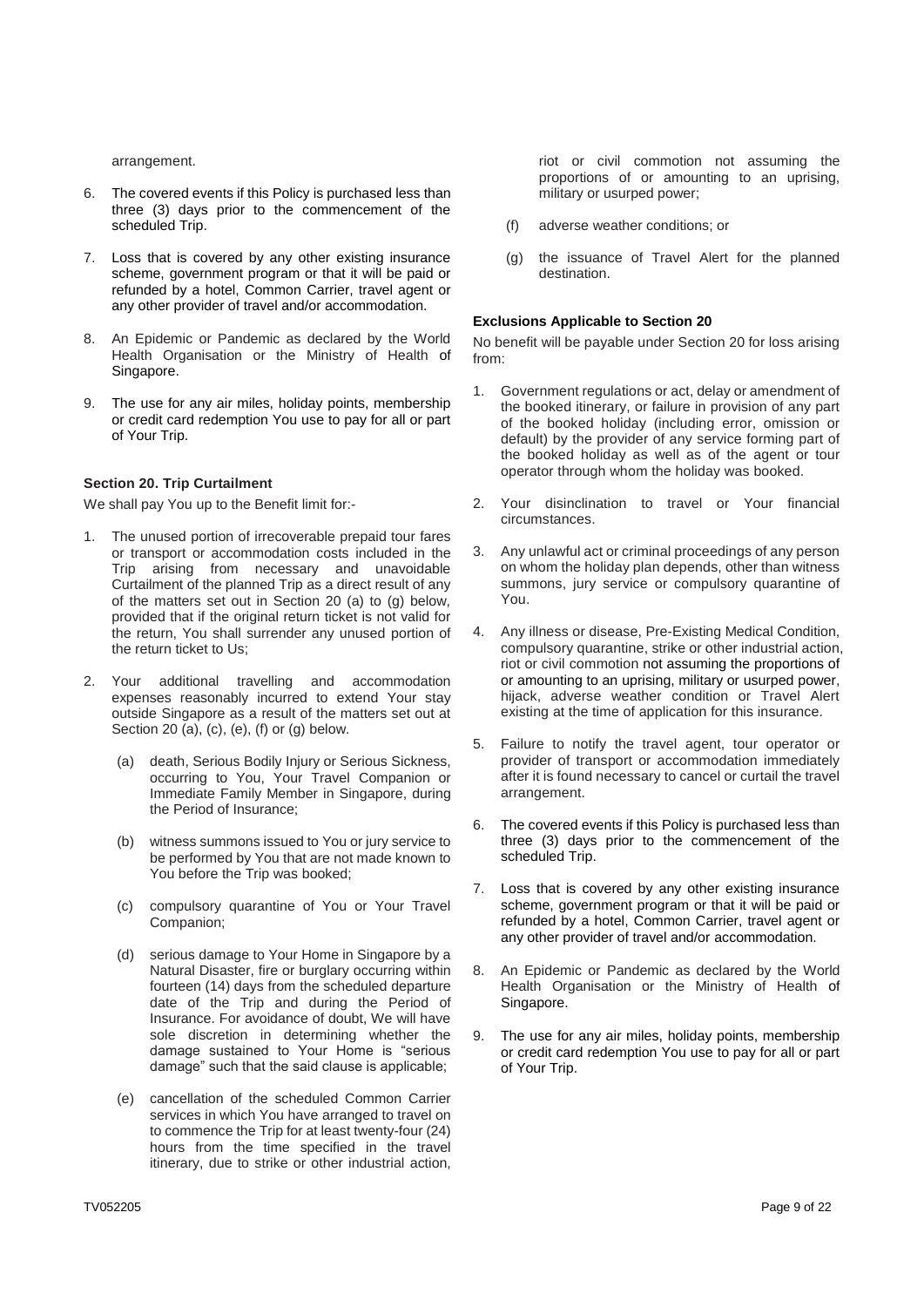arrangement.

6. The covered events if this Policy is purchased less than three (3) days prior to the commencement of the scheduled Trip.

7. Loss that is covered by any other existing insurance scheme, government program or that it will be paid or refunded by a hotel, Common Carrier, travel agent or any other provider of travel and/or accommodation.

8. An Epidemic or Pandemic as declared by the World Health Organisation or the Ministry of Health of Singapore.

9. The use for any air miles, holiday points, membership or credit card redemption You use to pay for all or part of Your Trip.

### Section 20. Trip Curtailment

We shall pay You up to the Benefit limit for:-

1. The unused portion of irrecoverable prepaid tour fares or transport or accommodation costs included in the Trip arising from necessary and unavoidable Curtailment of the planned Trip as a direct result of any of the matters set out in Section 20 (a) to (g) below, provided that if the original return ticket is not valid for the return, You shall surrender any unused portion of the return ticket to Us;

2. Your additional travelling and accommodation expenses reasonably incurred to extend Your stay outside Singapore as a result of the matters set out at Section 20 (a), (c), (e), (f) or (g) below.

   (a) death, Serious Bodily Injury or Serious Sickness, occurring to You, Your Travel Companion or Immediate Family Member in Singapore, during the Period of Insurance;

   (b) witness summons issued to You or jury service to be performed by You that are not made known to You before the Trip was booked;

   (c) compulsory quarantine of You or Your Travel Companion;

   (d) serious damage to Your Home in Singapore by a Natural Disaster, fire or burglary occurring within fourteen (14) days from the scheduled departure date of the Trip and during the Period of Insurance. For avoidance of doubt, We will have sole discretion in determining whether the damage sustained to Your Home is "serious damage" such that the said clause is applicable;

   (e) cancellation of the scheduled Common Carrier services in which You have arranged to travel on to commence the Trip for at least twenty-four (24) hours from the time specified in the travel itinerary, due to strike or other industrial action, riot or civil commotion not assuming the proportions of or amounting to an uprising, military or usurped power;

   (f) adverse weather conditions; or

   (g) the issuance of Travel Alert for the planned destination.

### Exclusions Applicable to Section 20

No benefit will be payable under Section 20 for loss arising from:

1. Government regulations or act, delay or amendment of the booked itinerary, or failure in provision of any part of the booked holiday (including error, omission or default) by the provider of any service forming part of the booked holiday as well as of the agent or tour operator through whom the holiday was booked.

2. Your disinclination to travel or Your financial circumstances.

3. Any unlawful act or criminal proceedings of any person on whom the holiday plan depends, other than witness summons, jury service or compulsory quarantine of You.

4. Any illness or disease, Pre-Existing Medical Condition, compulsory quarantine, strike or other industrial action, riot or civil commotion not assuming the proportions of or amounting to an uprising, military or usurped power, hijack, adverse weather condition or Travel Alert existing at the time of application for this insurance.

5. Failure to notify the travel agent, tour operator or provider of transport or accommodation immediately after it is found necessary to cancel or curtail the travel arrangement.

6. The covered events if this Policy is purchased less than three (3) days prior to the commencement of the scheduled Trip.

7. Loss that is covered by any other existing insurance scheme, government program or that it will be paid or refunded by a hotel, Common Carrier, travel agent or any other provider of travel and/or accommodation.

8. An Epidemic or Pandemic as declared by the World Health Organisation or the Ministry of Health of Singapore.

9. The use for any air miles, holiday points, membership or credit card redemption You use to pay for all or part of Your Trip.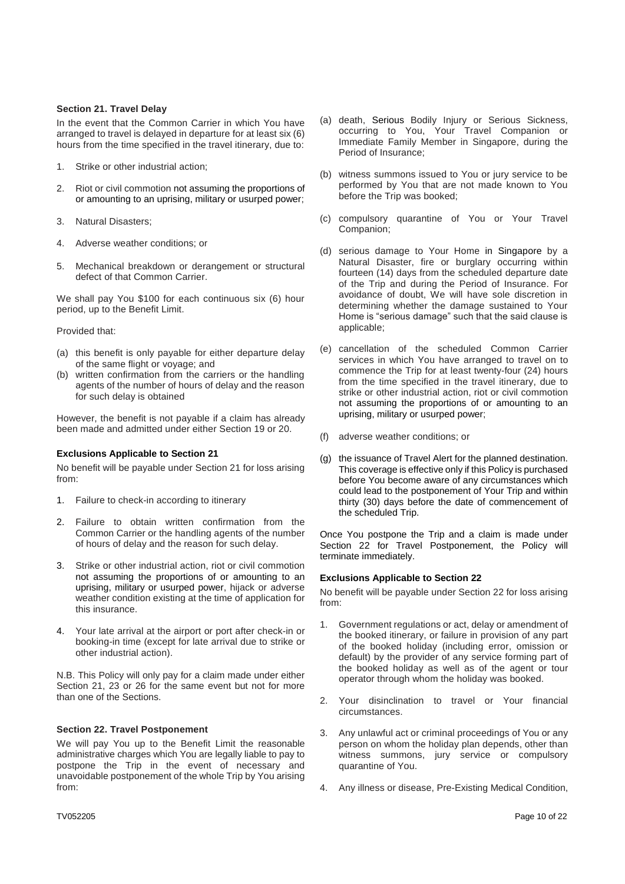**Section 21. Travel Delay**

In the event that the Common Carrier in which You have arranged to travel is delayed in departure for at least six (6) hours from the time specified in the travel itinerary, due to:

1. Strike or other industrial action;
2. Riot or civil commotion not assuming the proportions of or amounting to an uprising, military or usurped power;
3. Natural Disasters;
4. Adverse weather conditions; or
5. Mechanical breakdown or derangement or structural defect of that Common Carrier.

We shall pay You $100 for each continuous six (6) hour period, up to the Benefit Limit.

Provided that:

(a) this benefit is only payable for either departure delay of the same flight or voyage; and
(b) written confirmation from the carriers or the handling agents of the number of hours of delay and the reason for such delay is obtained

However, the benefit is not payable if a claim has already been made and admitted under either Section 19 or 20.

**Exclusions Applicable to Section 21**

No benefit will be payable under Section 21 for loss arising from:

1. Failure to check-in according to itinerary
2. Failure to obtain written confirmation from the Common Carrier or the handling agents of the number of hours of delay and the reason for such delay.
3. Strike or other industrial action, riot or civil commotion not assuming the proportions of or amounting to an uprising, military or usurped power, hijack or adverse weather condition existing at the time of application for this insurance.
4. Your late arrival at the airport or port after check-in or booking-in time (except for late arrival due to strike or other industrial action).

N.B. This Policy will only pay for a claim made under either Section 21, 23 or 26 for the same event but not for more than one of the Sections.

**Section 22. Travel Postponement**

We will pay You up to the Benefit Limit the reasonable administrative charges which You are legally liable to pay to postpone the Trip in the event of necessary and unavoidable postponement of the whole Trip by You arising from:

(a) death, Serious Bodily Injury or Serious Sickness, occurring to You, Your Travel Companion or Immediate Family Member in Singapore, during the Period of Insurance;
(b) witness summons issued to You or jury service to be performed by You that are not made known to You before the Trip was booked;
(c) compulsory quarantine of You or Your Travel Companion;
(d) serious damage to Your Home in Singapore by a Natural Disaster, fire or burglary occurring within fourteen (14) days from the scheduled departure date of the Trip and during the Period of Insurance. For avoidance of doubt, We will have sole discretion in determining whether the damage sustained to Your Home is "serious damage" such that the said clause is applicable;
(e) cancellation of the scheduled Common Carrier services in which You have arranged to travel on to commence the Trip for at least twenty-four (24) hours from the time specified in the travel itinerary, due to strike or other industrial action, riot or civil commotion not assuming the proportions of or amounting to an uprising, military or usurped power;
(f) adverse weather conditions; or
(g) the issuance of Travel Alert for the planned destination. This coverage is effective only if this Policy is purchased before You become aware of any circumstances which could lead to the postponement of Your Trip and within thirty (30) days before the date of commencement of the scheduled Trip.

Once You postpone the Trip and a claim is made under Section 22 for Travel Postponement, the Policy will terminate immediately.

**Exclusions Applicable to Section 22**

No benefit will be payable under Section 22 for loss arising from:

1. Government regulations or act, delay or amendment of the booked itinerary, or failure in provision of any part of the booked holiday (including error, omission or default) by the provider of any service forming part of the booked holiday as well as of the agent or tour operator through whom the holiday was booked.
2. Your disinclination to travel or Your financial circumstances.
3. Any unlawful act or criminal proceedings of You or any person on whom the holiday plan depends, other than witness summons, jury service or compulsory quarantine of You.
4. Any illness or disease, Pre-Existing Medical Condition,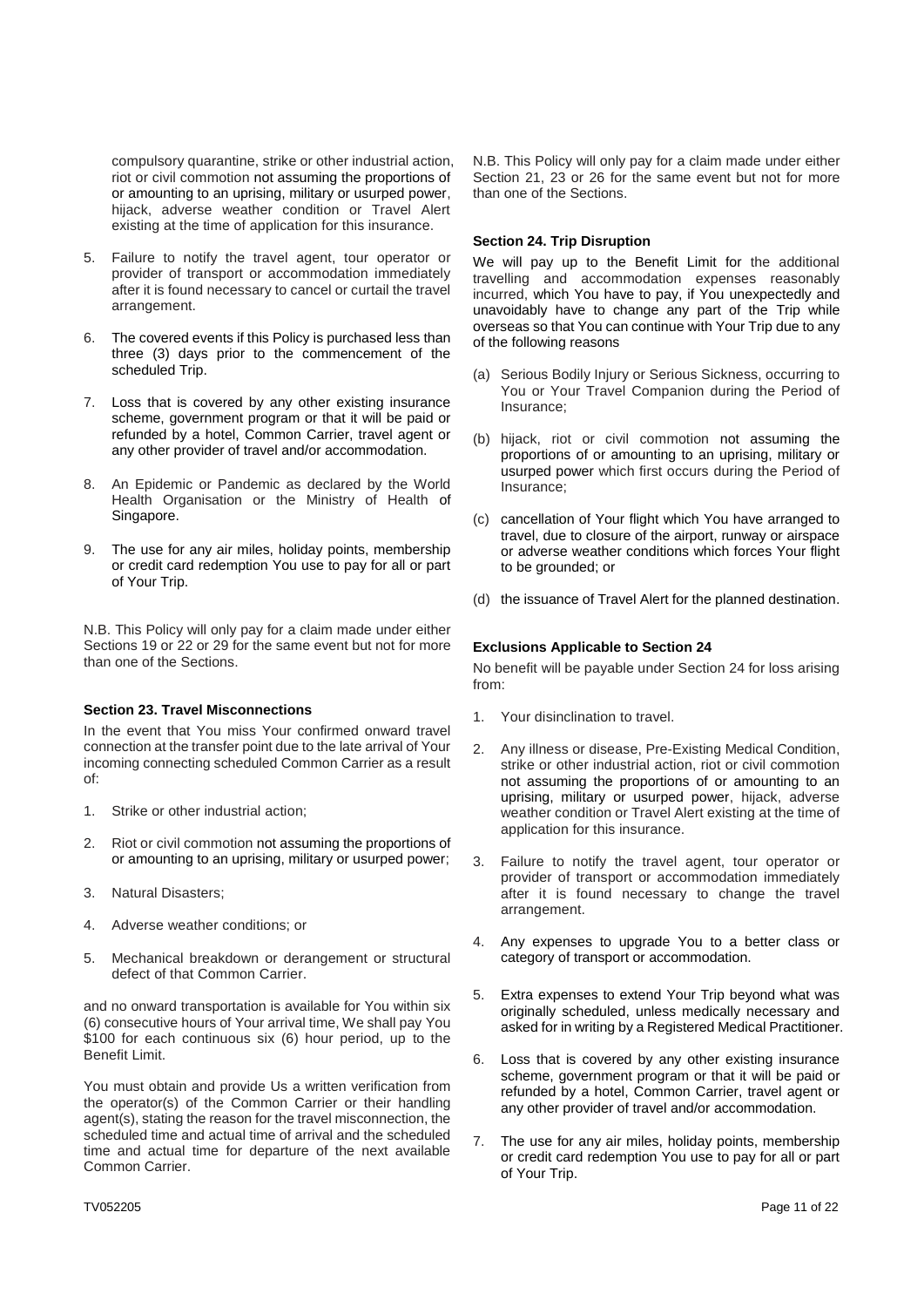compulsory quarantine, strike or other industrial action, riot or civil commotion not assuming the proportions of or amounting to an uprising, military or usurped power, hijack, adverse weather condition or Travel Alert existing at the time of application for this insurance.

5. Failure to notify the travel agent, tour operator or provider of transport or accommodation immediately after it is found necessary to cancel or curtail the travel arrangement.

6. The covered events if this Policy is purchased less than three (3) days prior to the commencement of the scheduled Trip.

7. Loss that is covered by any other existing insurance scheme, government program or that it will be paid or refunded by a hotel, Common Carrier, travel agent or any other provider of travel and/or accommodation.

8. An Epidemic or Pandemic as declared by the World Health Organisation or the Ministry of Health of Singapore.

9. The use for any air miles, holiday points, membership or credit card redemption You use to pay for all or part of Your Trip.

N.B. This Policy will only pay for a claim made under either Sections 19 or 22 or 29 for the same event but not for more than one of the Sections.

**Section 23. Travel Misconnections**

In the event that You miss Your confirmed onward travel connection at the transfer point due to the late arrival of Your incoming connecting scheduled Common Carrier as a result of:

1. Strike or other industrial action;

2. Riot or civil commotion not assuming the proportions of or amounting to an uprising, military or usurped power;

3. Natural Disasters;

4. Adverse weather conditions; or

5. Mechanical breakdown or derangement or structural defect of that Common Carrier.

and no onward transportation is available for You within six (6) consecutive hours of Your arrival time, We shall pay You $100 for each continuous six (6) hour period, up to the Benefit Limit.

You must obtain and provide Us a written verification from the operator(s) of the Common Carrier or their handling agent(s), stating the reason for the travel misconnection, the scheduled time and actual time of arrival and the scheduled time and actual time for departure of the next available Common Carrier.

N.B. This Policy will only pay for a claim made under either Section 21, 23 or 26 for the same event but not for more than one of the Sections.

**Section 24. Trip Disruption**

We will pay up to the Benefit Limit for the additional travelling and accommodation expenses reasonably incurred, which You have to pay, if You unexpectedly and unavoidably have to change any part of the Trip while overseas so that You can continue with Your Trip due to any of the following reasons

(a) Serious Bodily Injury or Serious Sickness, occurring to You or Your Travel Companion during the Period of Insurance;

(b) hijack, riot or civil commotion not assuming the proportions of or amounting to an uprising, military or usurped power which first occurs during the Period of Insurance;

(c) cancellation of Your flight which You have arranged to travel, due to closure of the airport, runway or airspace or adverse weather conditions which forces Your flight to be grounded; or

(d) the issuance of Travel Alert for the planned destination.

**Exclusions Applicable to Section 24**

No benefit will be payable under Section 24 for loss arising from:

1. Your disinclination to travel.

2. Any illness or disease, Pre-Existing Medical Condition, strike or other industrial action, riot or civil commotion not assuming the proportions of or amounting to an uprising, military or usurped power, hijack, adverse weather condition or Travel Alert existing at the time of application for this insurance.

3. Failure to notify the travel agent, tour operator or provider of transport or accommodation immediately after it is found necessary to change the travel arrangement.

4. Any expenses to upgrade You to a better class or category of transport or accommodation.

5. Extra expenses to extend Your Trip beyond what was originally scheduled, unless medically necessary and asked for in writing by a Registered Medical Practitioner.

6. Loss that is covered by any other existing insurance scheme, government program or that it will be paid or refunded by a hotel, Common Carrier, travel agent or any other provider of travel and/or accommodation.

7. The use for any air miles, holiday points, membership or credit card redemption You use to pay for all or part of Your Trip.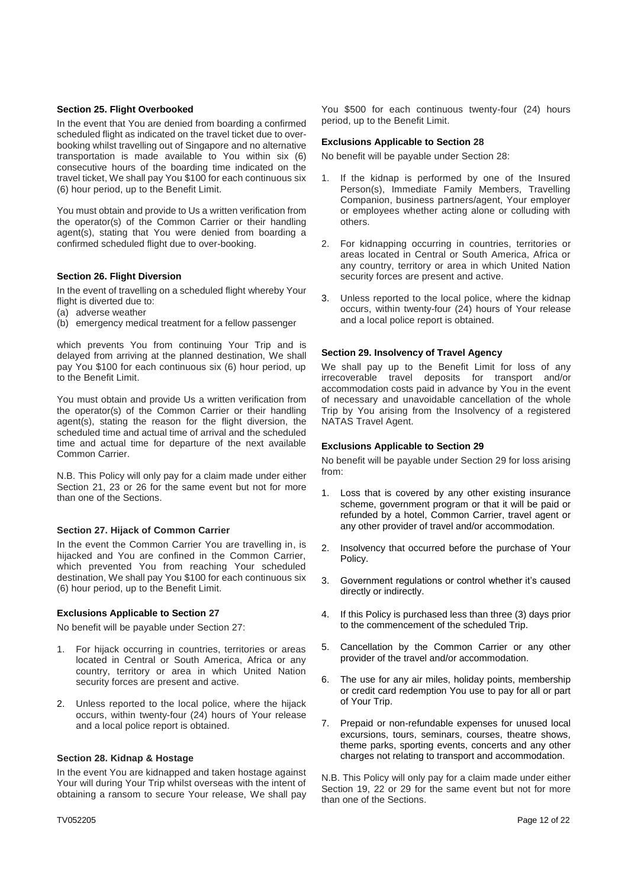### Section 25. Flight Overbooked

In the event that You are denied from boarding a confirmed scheduled flight as indicated on the travel ticket due to over-booking whilst travelling out of Singapore and no alternative transportation is made available to You within six (6) consecutive hours of the boarding time indicated on the travel ticket, We shall pay You $100 for each continuous six (6) hour period, up to the Benefit Limit.

You must obtain and provide to Us a written verification from the operator(s) of the Common Carrier or their handling agent(s), stating that You were denied from boarding a confirmed scheduled flight due to over-booking.

### Section 26. Flight Diversion

In the event of travelling on a scheduled flight whereby Your flight is diverted due to:

(a) adverse weather
(b) emergency medical treatment for a fellow passenger

which prevents You from continuing Your Trip and is delayed from arriving at the planned destination, We shall pay You $100 for each continuous six (6) hour period, up to the Benefit Limit.

You must obtain and provide Us a written verification from the operator(s) of the Common Carrier or their handling agent(s), stating the reason for the flight diversion, the scheduled time and actual time of arrival and the scheduled time and actual time for departure of the next available Common Carrier.

N.B. This Policy will only pay for a claim made under either Section 21, 23 or 26 for the same event but not for more than one of the Sections.

### Section 27. Hijack of Common Carrier

In the event the Common Carrier You are travelling in, is hijacked and You are confined in the Common Carrier, which prevented You from reaching Your scheduled destination, We shall pay You $100 for each continuous six (6) hour period, up to the Benefit Limit.

### Exclusions Applicable to Section 27

No benefit will be payable under Section 27:

1. For hijack occurring in countries, territories or areas located in Central or South America, Africa or any country, territory or area in which United Nation security forces are present and active.
2. Unless reported to the local police, where the hijack occurs, within twenty-four (24) hours of Your release and a local police report is obtained.

### Section 28. Kidnap & Hostage

In the event You are kidnapped and taken hostage against Your will during Your Trip whilst overseas with the intent of obtaining a ransom to secure Your release, We shall pay You $500 for each continuous twenty-four (24) hours period, up to the Benefit Limit.

### Exclusions Applicable to Section 28

No benefit will be payable under Section 28:

1. If the kidnap is performed by one of the Insured Person(s), Immediate Family Members, Travelling Companion, business partners/agent, Your employer or employees whether acting alone or colluding with others.
2. For kidnapping occurring in countries, territories or areas located in Central or South America, Africa or any country, territory or area in which United Nation security forces are present and active.
3. Unless reported to the local police, where the kidnap occurs, within twenty-four (24) hours of Your release and a local police report is obtained.

### Section 29. Insolvency of Travel Agency

We shall pay up to the Benefit Limit for loss of any irrecoverable travel deposits for transport and/or accommodation costs paid in advance by You in the event of necessary and unavoidable cancellation of the whole Trip by You arising from the Insolvency of a registered NATAS Travel Agent.

### Exclusions Applicable to Section 29

No benefit will be payable under Section 29 for loss arising from:

1. Loss that is covered by any other existing insurance scheme, government program or that it will be paid or refunded by a hotel, Common Carrier, travel agent or any other provider of travel and/or accommodation.
2. Insolvency that occurred before the purchase of Your Policy.
3. Government regulations or control whether it's caused directly or indirectly.
4. If this Policy is purchased less than three (3) days prior to the commencement of the scheduled Trip.
5. Cancellation by the Common Carrier or any other provider of the travel and/or accommodation.
6. The use for any air miles, holiday points, membership or credit card redemption You use to pay for all or part of Your Trip.
7. Prepaid or non-refundable expenses for unused local excursions, tours, seminars, courses, theatre shows, theme parks, sporting events, concerts and any other charges not relating to transport and accommodation.

N.B. This Policy will only pay for a claim made under either Section 19, 22 or 29 for the same event but not for more than one of the Sections.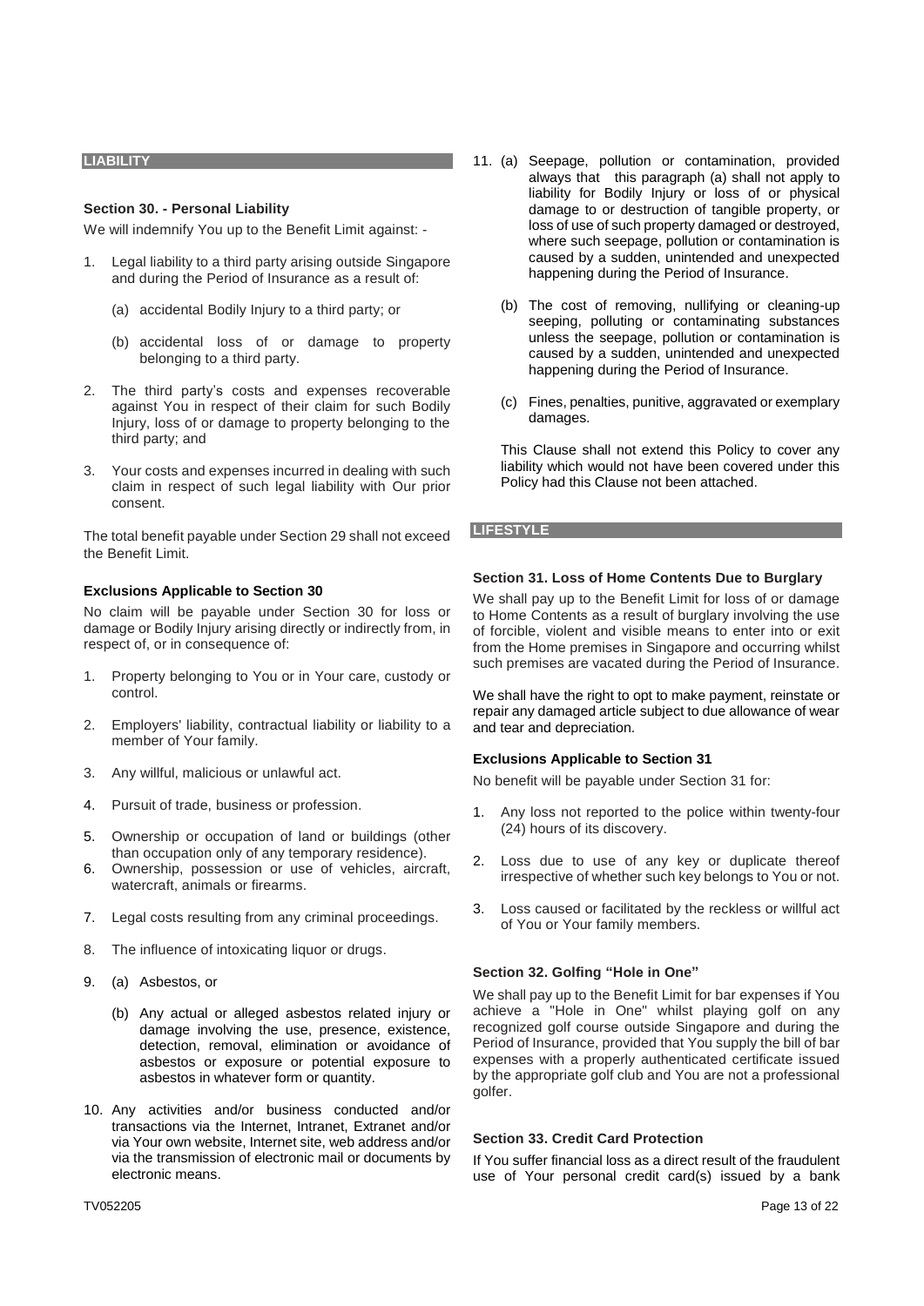## LIABILITY

### Section 30. - Personal Liability

We will indemnify You up to the Benefit Limit against: -

1. Legal liability to a third party arising outside Singapore and during the Period of Insurance as a result of:

    (a) accidental Bodily Injury to a third party; or

    (b) accidental loss of or damage to property belonging to a third party.

2. The third party's costs and expenses recoverable against You in respect of their claim for such Bodily Injury, loss of or damage to property belonging to the third party; and

3. Your costs and expenses incurred in dealing with such claim in respect of such legal liability with Our prior consent.

The total benefit payable under Section 29 shall not exceed the Benefit Limit.

#### Exclusions Applicable to Section 30

No claim will be payable under Section 30 for loss or damage or Bodily Injury arising directly or indirectly from, in respect of, or in consequence of:

1. Property belonging to You or in Your care, custody or control.

2. Employers' liability, contractual liability or liability to a member of Your family.

3. Any willful, malicious or unlawful act.

4. Pursuit of trade, business or profession.

5. Ownership or occupation of land or buildings (other than occupation only of any temporary residence).

6. Ownership, possession or use of vehicles, aircraft, watercraft, animals or firearms.

7. Legal costs resulting from any criminal proceedings.

8. The influence of intoxicating liquor or drugs.

9. (a) Asbestos, or

    (b) Any actual or alleged asbestos related injury or damage involving the use, presence, existence, detection, removal, elimination or avoidance of asbestos or exposure or potential exposure to asbestos in whatever form or quantity.

10. Any activities and/or business conducted and/or transactions via the Internet, Intranet, Extranet and/or via Your own website, Internet site, web address and/or via the transmission of electronic mail or documents by electronic means.

11. (a) Seepage, pollution or contamination, provided always that this paragraph (a) shall not apply to liability for Bodily Injury or loss of or physical damage to or destruction of tangible property, or loss of use of such property damaged or destroyed, where such seepage, pollution or contamination is caused by a sudden, unintended and unexpected happening during the Period of Insurance.

    (b) The cost of removing, nullifying or cleaning-up seeping, polluting or contaminating substances unless the seepage, pollution or contamination is caused by a sudden, unintended and unexpected happening during the Period of Insurance.

    (c) Fines, penalties, punitive, aggravated or exemplary damages.

    This Clause shall not extend this Policy to cover any liability which would not have been covered under this Policy had this Clause not been attached.

## LIFESTYLE

### Section 31. Loss of Home Contents Due to Burglary

We shall pay up to the Benefit Limit for loss of or damage to Home Contents as a result of burglary involving the use of forcible, violent and visible means to enter into or exit from the Home premises in Singapore and occurring whilst such premises are vacated during the Period of Insurance.

We shall have the right to opt to make payment, reinstate or repair any damaged article subject to due allowance of wear and tear and depreciation.

#### Exclusions Applicable to Section 31

No benefit will be payable under Section 31 for:

1. Any loss not reported to the police within twenty-four (24) hours of its discovery.

2. Loss due to use of any key or duplicate thereof irrespective of whether such key belongs to You or not.

3. Loss caused or facilitated by the reckless or willful act of You or Your family members.

### Section 32. Golfing "Hole in One"

We shall pay up to the Benefit Limit for bar expenses if You achieve a "Hole in One" whilst playing golf on any recognized golf course outside Singapore and during the Period of Insurance, provided that You supply the bill of bar expenses with a properly authenticated certificate issued by the appropriate golf club and You are not a professional golfer.

### Section 33. Credit Card Protection

If You suffer financial loss as a direct result of the fraudulent use of Your personal credit card(s) issued by a bank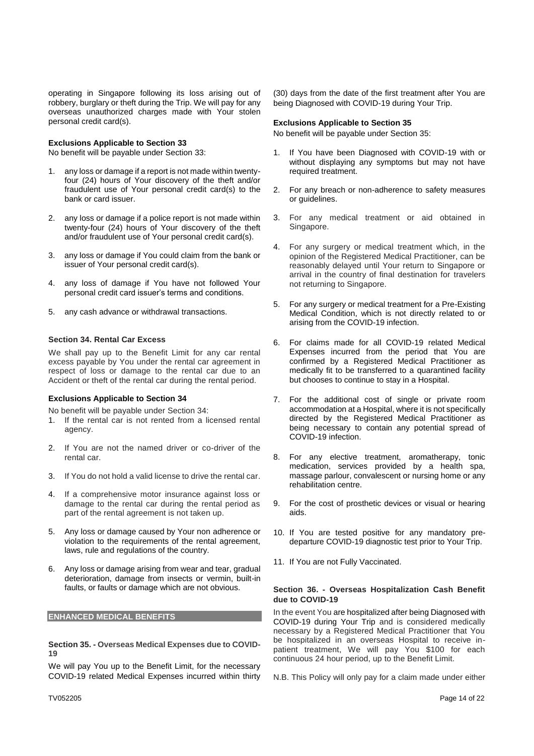operating in Singapore following its loss arising out of robbery, burglary or theft during the Trip. We will pay for any overseas unauthorized charges made with Your stolen personal credit card(s).

**Exclusions Applicable to Section 33**

No benefit will be payable under Section 33:

1. any loss or damage if a report is not made within twenty-four (24) hours of Your discovery of the theft and/or fraudulent use of Your personal credit card(s) to the bank or card issuer.
2. any loss or damage if a police report is not made within twenty-four (24) hours of Your discovery of the theft and/or fraudulent use of Your personal credit card(s).
3. any loss or damage if You could claim from the bank or issuer of Your personal credit card(s).
4. any loss of damage if You have not followed Your personal credit card issuer's terms and conditions.
5. any cash advance or withdrawal transactions.

**Section 34. Rental Car Excess**

We shall pay up to the Benefit Limit for any car rental excess payable by You under the rental car agreement in respect of loss or damage to the rental car due to an Accident or theft of the rental car during the rental period.

**Exclusions Applicable to Section 34**

No benefit will be payable under Section 34:

1. If the rental car is not rented from a licensed rental agency.
2. If You are not the named driver or co-driver of the rental car.
3. If You do not hold a valid license to drive the rental car.
4. If a comprehensive motor insurance against loss or damage to the rental car during the rental period as part of the rental agreement is not taken up.
5. Any loss or damage caused by Your non adherence or violation to the requirements of the rental agreement, laws, rule and regulations of the country.
6. Any loss or damage arising from wear and tear, gradual deterioration, damage from insects or vermin, built-in faults, or faults or damage which are not obvious.

## ENHANCED MEDICAL BENEFITS

**Section 35. - Overseas Medical Expenses due to COVID-19**

We will pay You up to the Benefit Limit, for the necessary COVID-19 related Medical Expenses incurred within thirty (30) days from the date of the first treatment after You are being Diagnosed with COVID-19 during Your Trip.

**Exclusions Applicable to Section 35**

No benefit will be payable under Section 35:

1. If You have been Diagnosed with COVID-19 with or without displaying any symptoms but may not have required treatment.
2. For any breach or non-adherence to safety measures or guidelines.
3. For any medical treatment or aid obtained in Singapore.
4. For any surgery or medical treatment which, in the opinion of the Registered Medical Practitioner, can be reasonably delayed until Your return to Singapore or arrival in the country of final destination for travelers not returning to Singapore.
5. For any surgery or medical treatment for a Pre-Existing Medical Condition, which is not directly related to or arising from the COVID-19 infection.
6. For claims made for all COVID-19 related Medical Expenses incurred from the period that You are confirmed by a Registered Medical Practitioner as medically fit to be transferred to a quarantined facility but chooses to continue to stay in a Hospital.
7. For the additional cost of single or private room accommodation at a Hospital, where it is not specifically directed by the Registered Medical Practitioner as being necessary to contain any potential spread of COVID-19 infection.
8. For any elective treatment, aromatherapy, tonic medication, services provided by a health spa, massage parlour, convalescent or nursing home or any rehabilitation centre.
9. For the cost of prosthetic devices or visual or hearing aids.
10. If You are tested positive for any mandatory pre-departure COVID-19 diagnostic test prior to Your Trip.
11. If You are not Fully Vaccinated.

**Section 36. - Overseas Hospitalization Cash Benefit due to COVID-19**

In the event You are hospitalized after being Diagnosed with COVID-19 during Your Trip and is considered medically necessary by a Registered Medical Practitioner that You be hospitalized in an overseas Hospital to receive in-patient treatment, We will pay You $100 for each continuous 24 hour period, up to the Benefit Limit.

N.B. This Policy will only pay for a claim made under either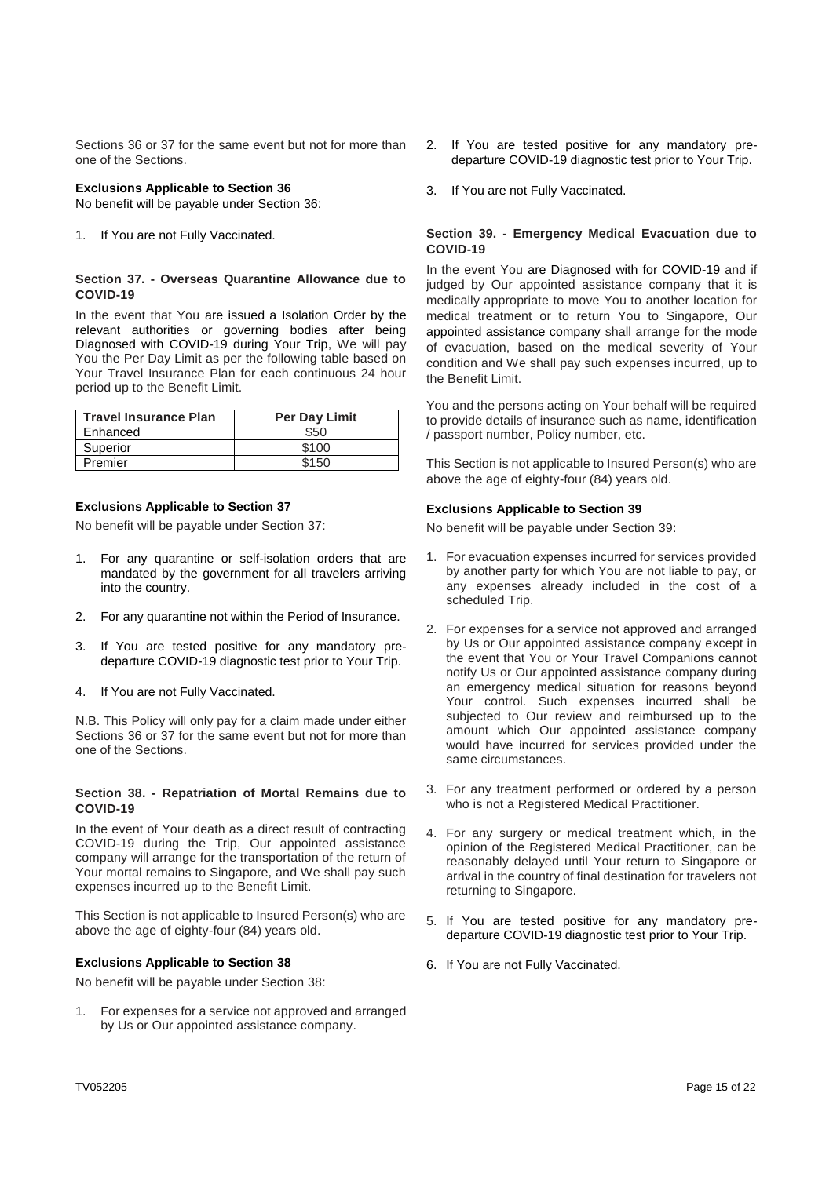Sections 36 or 37 for the same event but not for more than one of the Sections.

**Exclusions Applicable to Section 36**

No benefit will be payable under Section 36:

1. If You are not Fully Vaccinated.

### Section 37. - Overseas Quarantine Allowance due to COVID-19

In the event that You are issued a Isolation Order by the relevant authorities or governing bodies after being Diagnosed with COVID-19 during Your Trip, We will pay You the Per Day Limit as per the following table based on Your Travel Insurance Plan for each continuous 24 hour period up to the Benefit Limit.

| Travel Insurance Plan | Per Day Limit |
| --- | --- |
| Enhanced | $50 |
| Superior | $100 |
| Premier | $150 |

**Exclusions Applicable to Section 37**

No benefit will be payable under Section 37:

1. For any quarantine or self-isolation orders that are mandated by the government for all travelers arriving into the country.
2. For any quarantine not within the Period of Insurance.
3. If You are tested positive for any mandatory pre-departure COVID-19 diagnostic test prior to Your Trip.
4. If You are not Fully Vaccinated.

N.B. This Policy will only pay for a claim made under either Sections 36 or 37 for the same event but not for more than one of the Sections.

### Section 38. - Repatriation of Mortal Remains due to COVID-19

In the event of Your death as a direct result of contracting COVID-19 during the Trip, Our appointed assistance company will arrange for the transportation of the return of Your mortal remains to Singapore, and We shall pay such expenses incurred up to the Benefit Limit.

This Section is not applicable to Insured Person(s) who are above the age of eighty-four (84) years old.

**Exclusions Applicable to Section 38**

No benefit will be payable under Section 38:

1. For expenses for a service not approved and arranged by Us or Our appointed assistance company.
2. If You are tested positive for any mandatory pre-departure COVID-19 diagnostic test prior to Your Trip.
3. If You are not Fully Vaccinated.

### Section 39. - Emergency Medical Evacuation due to COVID-19

In the event You are Diagnosed with for COVID-19 and if judged by Our appointed assistance company that it is medically appropriate to move You to another location for medical treatment or to return You to Singapore, Our appointed assistance company shall arrange for the mode of evacuation, based on the medical severity of Your condition and We shall pay such expenses incurred, up to the Benefit Limit.

You and the persons acting on Your behalf will be required to provide details of insurance such as name, identification / passport number, Policy number, etc.

This Section is not applicable to Insured Person(s) who are above the age of eighty-four (84) years old.

**Exclusions Applicable to Section 39**

No benefit will be payable under Section 39:

1. For evacuation expenses incurred for services provided by another party for which You are not liable to pay, or any expenses already included in the cost of a scheduled Trip.
2. For expenses for a service not approved and arranged by Us or Our appointed assistance company except in the event that You or Your Travel Companions cannot notify Us or Our appointed assistance company during an emergency medical situation for reasons beyond Your control. Such expenses incurred shall be subjected to Our review and reimbursed up to the amount which Our appointed assistance company would have incurred for services provided under the same circumstances.
3. For any treatment performed or ordered by a person who is not a Registered Medical Practitioner.
4. For any surgery or medical treatment which, in the opinion of the Registered Medical Practitioner, can be reasonably delayed until Your return to Singapore or arrival in the country of final destination for travelers not returning to Singapore.
5. If You are tested positive for any mandatory pre-departure COVID-19 diagnostic test prior to Your Trip.
6. If You are not Fully Vaccinated.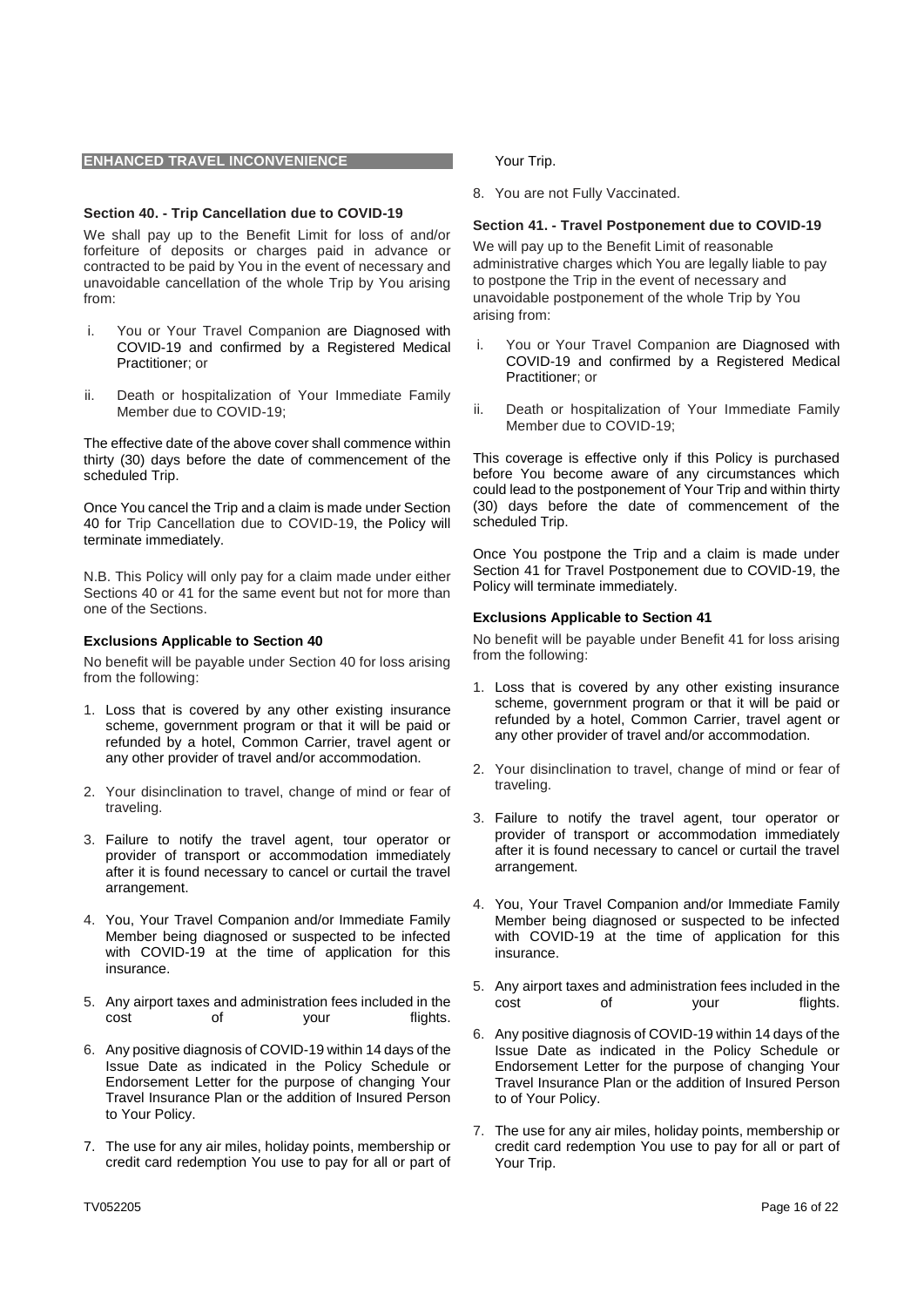## ENHANCED TRAVEL INCONVENIENCE

### Section 40. - Trip Cancellation due to COVID-19

We shall pay up to the Benefit Limit for loss of and/or forfeiture of deposits or charges paid in advance or contracted to be paid by You in the event of necessary and unavoidable cancellation of the whole Trip by You arising from:

i. You or Your Travel Companion are Diagnosed with COVID-19 and confirmed by a Registered Medical Practitioner; or

ii. Death or hospitalization of Your Immediate Family Member due to COVID-19;

The effective date of the above cover shall commence within thirty (30) days before the date of commencement of the scheduled Trip.

Once You cancel the Trip and a claim is made under Section 40 for Trip Cancellation due to COVID-19, the Policy will terminate immediately.

N.B. This Policy will only pay for a claim made under either Sections 40 or 41 for the same event but not for more than one of the Sections.

#### Exclusions Applicable to Section 40

No benefit will be payable under Section 40 for loss arising from the following:

1. Loss that is covered by any other existing insurance scheme, government program or that it will be paid or refunded by a hotel, Common Carrier, travel agent or any other provider of travel and/or accommodation.
2. Your disinclination to travel, change of mind or fear of traveling.
3. Failure to notify the travel agent, tour operator or provider of transport or accommodation immediately after it is found necessary to cancel or curtail the travel arrangement.
4. You, Your Travel Companion and/or Immediate Family Member being diagnosed or suspected to be infected with COVID-19 at the time of application for this insurance.
5. Any airport taxes and administration fees included in the cost of your flights.
6. Any positive diagnosis of COVID-19 within 14 days of the Issue Date as indicated in the Policy Schedule or Endorsement Letter for the purpose of changing Your Travel Insurance Plan or the addition of Insured Person to Your Policy.
7. The use for any air miles, holiday points, membership or credit card redemption You use to pay for all or part of Your Trip.
8. You are not Fully Vaccinated.

### Section 41. - Travel Postponement due to COVID-19

We will pay up to the Benefit Limit of reasonable administrative charges which You are legally liable to pay to postpone the Trip in the event of necessary and unavoidable postponement of the whole Trip by You arising from:

i. You or Your Travel Companion are Diagnosed with COVID-19 and confirmed by a Registered Medical Practitioner; or

ii. Death or hospitalization of Your Immediate Family Member due to COVID-19;

This coverage is effective only if this Policy is purchased before You become aware of any circumstances which could lead to the postponement of Your Trip and within thirty (30) days before the date of commencement of the scheduled Trip.

Once You postpone the Trip and a claim is made under Section 41 for Travel Postponement due to COVID-19, the Policy will terminate immediately.

#### Exclusions Applicable to Section 41

No benefit will be payable under Benefit 41 for loss arising from the following:

1. Loss that is covered by any other existing insurance scheme, government program or that it will be paid or refunded by a hotel, Common Carrier, travel agent or any other provider of travel and/or accommodation.
2. Your disinclination to travel, change of mind or fear of traveling.
3. Failure to notify the travel agent, tour operator or provider of transport or accommodation immediately after it is found necessary to cancel or curtail the travel arrangement.
4. You, Your Travel Companion and/or Immediate Family Member being diagnosed or suspected to be infected with COVID-19 at the time of application for this insurance.
5. Any airport taxes and administration fees included in the cost of your flights.
6. Any positive diagnosis of COVID-19 within 14 days of the Issue Date as indicated in the Policy Schedule or Endorsement Letter for the purpose of changing Your Travel Insurance Plan or the addition of Insured Person to of Your Policy.
7. The use for any air miles, holiday points, membership or credit card redemption You use to pay for all or part of Your Trip.

TV052205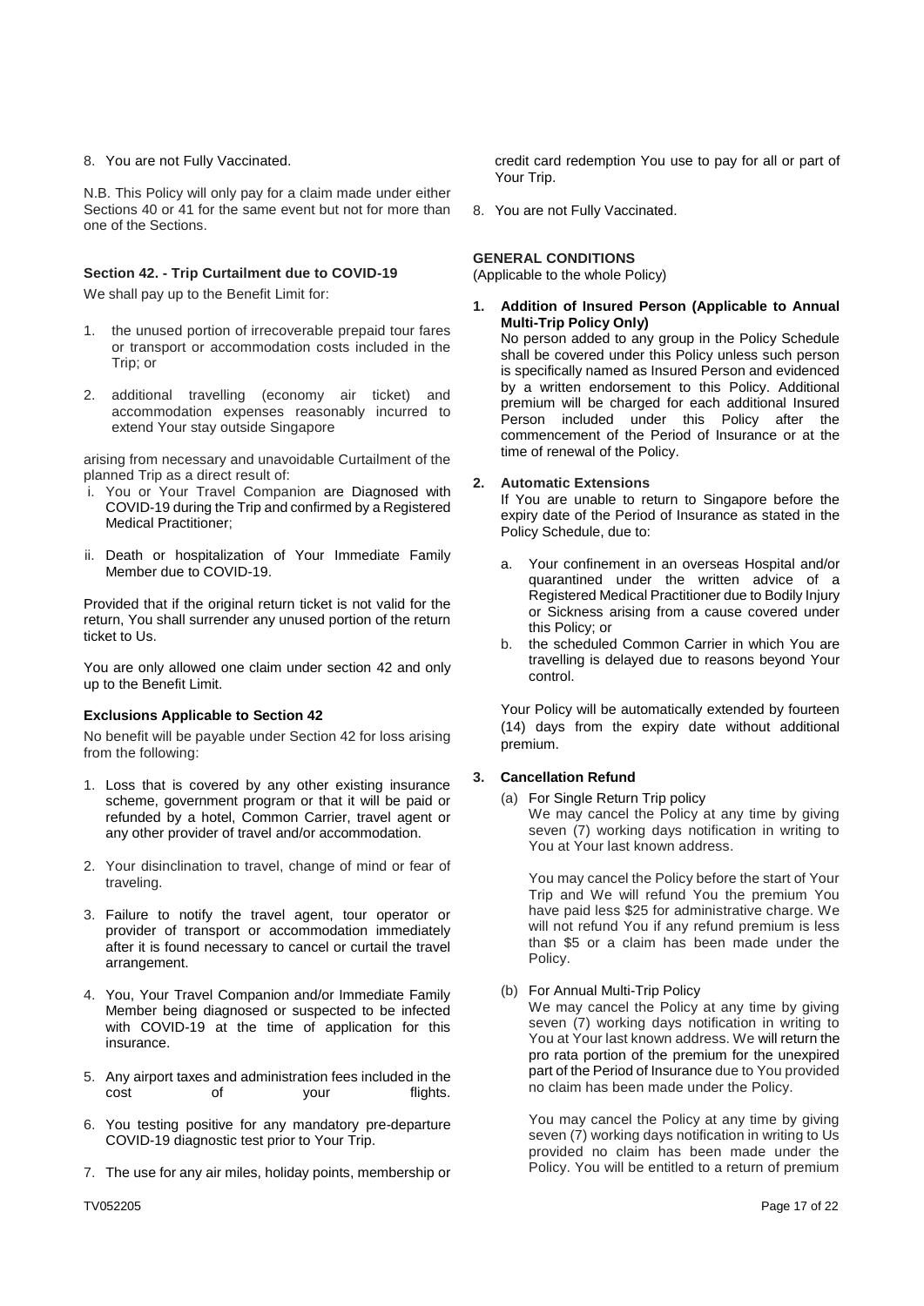8. You are not Fully Vaccinated.

N.B. This Policy will only pay for a claim made under either Sections 40 or 41 for the same event but not for more than one of the Sections.

### Section 42. - Trip Curtailment due to COVID-19

We shall pay up to the Benefit Limit for:

1. the unused portion of irrecoverable prepaid tour fares or transport or accommodation costs included in the Trip; or
2. additional travelling (economy air ticket) and accommodation expenses reasonably incurred to extend Your stay outside Singapore

arising from necessary and unavoidable Curtailment of the planned Trip as a direct result of:

i. You or Your Travel Companion are Diagnosed with COVID-19 during the Trip and confirmed by a Registered Medical Practitioner;

ii. Death or hospitalization of Your Immediate Family Member due to COVID-19.

Provided that if the original return ticket is not valid for the return, You shall surrender any unused portion of the return ticket to Us.

You are only allowed one claim under section 42 and only up to the Benefit Limit.

#### Exclusions Applicable to Section 42

No benefit will be payable under Section 42 for loss arising from the following:

1. Loss that is covered by any other existing insurance scheme, government program or that it will be paid or refunded by a hotel, Common Carrier, travel agent or any other provider of travel and/or accommodation.
2. Your disinclination to travel, change of mind or fear of traveling.
3. Failure to notify the travel agent, tour operator or provider of transport or accommodation immediately after it is found necessary to cancel or curtail the travel arrangement.
4. You, Your Travel Companion and/or Immediate Family Member being diagnosed or suspected to be infected with COVID-19 at the time of application for this insurance.
5. Any airport taxes and administration fees included in the cost of your flights.
6. You testing positive for any mandatory pre-departure COVID-19 diagnostic test prior to Your Trip.
7. The use for any air miles, holiday points, membership or credit card redemption You use to pay for all or part of Your Trip.
8. You are not Fully Vaccinated.

## GENERAL CONDITIONS

(Applicable to the whole Policy)

**1. Addition of Insured Person (Applicable to Annual Multi-Trip Policy Only)**

No person added to any group in the Policy Schedule shall be covered under this Policy unless such person is specifically named as Insured Person and evidenced by a written endorsement to this Policy. Additional premium will be charged for each additional Insured Person included under this Policy after the commencement of the Period of Insurance or at the time of renewal of the Policy.

**2. Automatic Extensions**

If You are unable to return to Singapore before the expiry date of the Period of Insurance as stated in the Policy Schedule, due to:

a. Your confinement in an overseas Hospital and/or quarantined under the written advice of a Registered Medical Practitioner due to Bodily Injury or Sickness arising from a cause covered under this Policy; or
b. the scheduled Common Carrier in which You are travelling is delayed due to reasons beyond Your control.

Your Policy will be automatically extended by fourteen (14) days from the expiry date without additional premium.

**3. Cancellation Refund**

(a) For Single Return Trip policy

We may cancel the Policy at any time by giving seven (7) working days notification in writing to You at Your last known address.

You may cancel the Policy before the start of Your Trip and We will refund You the premium You have paid less $25 for administrative charge. We will not refund You if any refund premium is less than $5 or a claim has been made under the Policy.

(b) For Annual Multi-Trip Policy

We may cancel the Policy at any time by giving seven (7) working days notification in writing to You at Your last known address. We will return the pro rata portion of the premium for the unexpired part of the Period of Insurance due to You provided no claim has been made under the Policy.

You may cancel the Policy at any time by giving seven (7) working days notification in writing to Us provided no claim has been made under the Policy. You will be entitled to a return of premium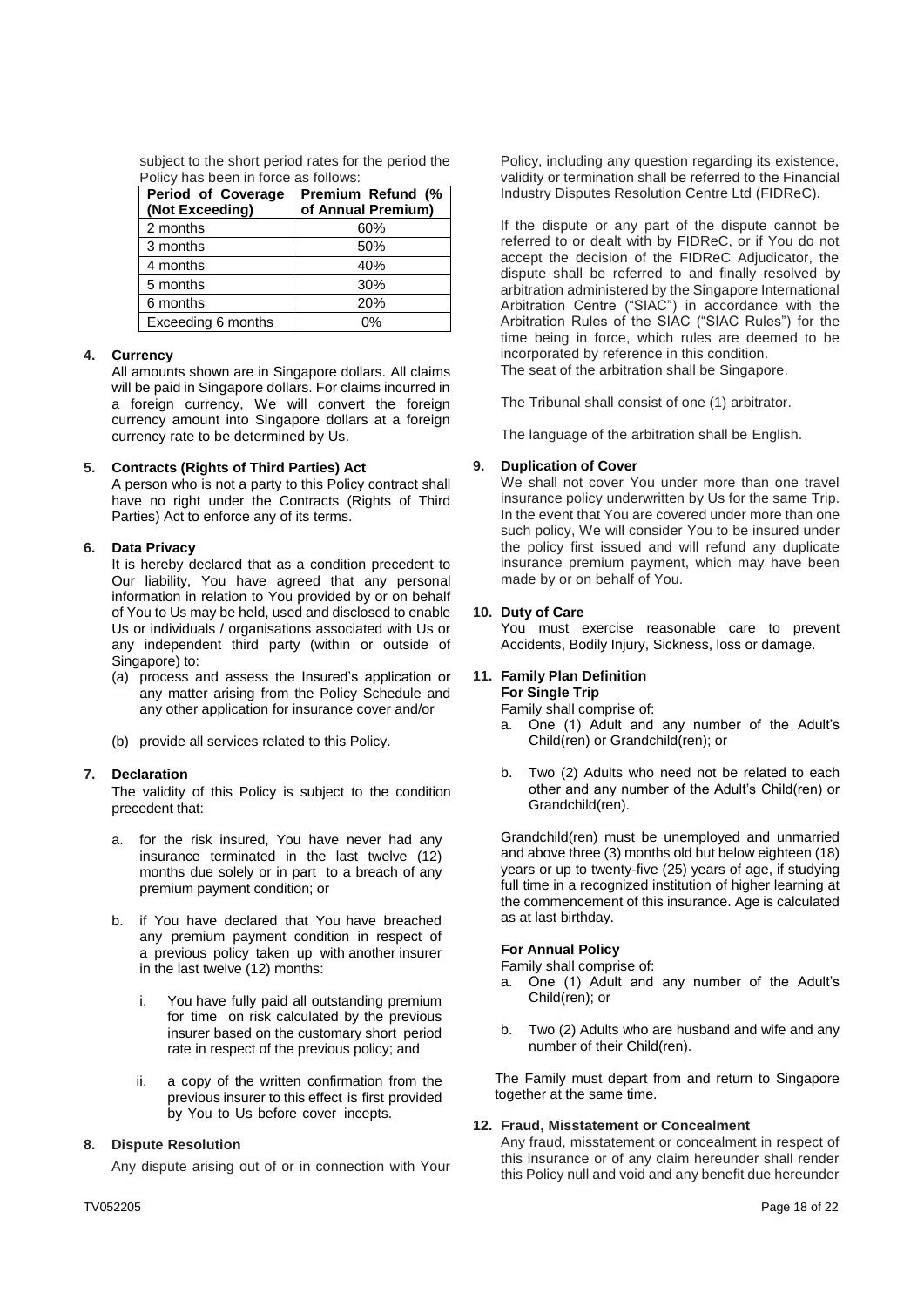subject to the short period rates for the period the Policy has been in force as follows:

| Period of Coverage (Not Exceeding) | Premium Refund (% of Annual Premium) |
|---|---|
| 2 months | 60% |
| 3 months | 50% |
| 4 months | 40% |
| 5 months | 30% |
| 6 months | 20% |
| Exceeding 6 months | 0% |

**4. Currency**

All amounts shown are in Singapore dollars. All claims will be paid in Singapore dollars. For claims incurred in a foreign currency, We will convert the foreign currency amount into Singapore dollars at a foreign currency rate to be determined by Us.

**5. Contracts (Rights of Third Parties) Act**

A person who is not a party to this Policy contract shall have no right under the Contracts (Rights of Third Parties) Act to enforce any of its terms.

**6. Data Privacy**

It is hereby declared that as a condition precedent to Our liability, You have agreed that any personal information in relation to You provided by or on behalf of You to Us may be held, used and disclosed to enable Us or individuals / organisations associated with Us or any independent third party (within or outside of Singapore) to:

(a) process and assess the Insured's application or any matter arising from the Policy Schedule and any other application for insurance cover and/or

(b) provide all services related to this Policy.

**7. Declaration**

The validity of this Policy is subject to the condition precedent that:

a. for the risk insured, You have never had any insurance terminated in the last twelve (12) months due solely or in part to a breach of any premium payment condition; or

b. if You have declared that You have breached any premium payment condition in respect of a previous policy taken up with another insurer in the last twelve (12) months:

   i. You have fully paid all outstanding premium for time on risk calculated by the previous insurer based on the customary short period rate in respect of the previous policy; and

   ii. a copy of the written confirmation from the previous insurer to this effect is first provided by You to Us before cover incepts.

**8. Dispute Resolution**

Any dispute arising out of or in connection with Your Policy, including any question regarding its existence, validity or termination shall be referred to the Financial Industry Disputes Resolution Centre Ltd (FIDReC).

If the dispute or any part of the dispute cannot be referred to or dealt with by FIDReC, or if You do not accept the decision of the FIDReC Adjudicator, the dispute shall be referred to and finally resolved by arbitration administered by the Singapore International Arbitration Centre ("SIAC") in accordance with the Arbitration Rules of the SIAC ("SIAC Rules") for the time being in force, which rules are deemed to be incorporated by reference in this condition.
The seat of the arbitration shall be Singapore.

The Tribunal shall consist of one (1) arbitrator.

The language of the arbitration shall be English.

**9. Duplication of Cover**

We shall not cover You under more than one travel insurance policy underwritten by Us for the same Trip. In the event that You are covered under more than one such policy, We will consider You to be insured under the policy first issued and will refund any duplicate insurance premium payment, which may have been made by or on behalf of You.

**10. Duty of Care**

You must exercise reasonable care to prevent Accidents, Bodily Injury, Sickness, loss or damage.

**11. Family Plan Definition**

**For Single Trip**

Family shall comprise of:

a. One (1) Adult and any number of the Adult's Child(ren) or Grandchild(ren); or

b. Two (2) Adults who need not be related to each other and any number of the Adult's Child(ren) or Grandchild(ren).

Grandchild(ren) must be unemployed and unmarried and above three (3) months old but below eighteen (18) years or up to twenty-five (25) years of age, if studying full time in a recognized institution of higher learning at the commencement of this insurance. Age is calculated as at last birthday.

**For Annual Policy**

Family shall comprise of:

a. One (1) Adult and any number of the Adult's Child(ren); or

b. Two (2) Adults who are husband and wife and any number of their Child(ren).

The Family must depart from and return to Singapore together at the same time.

**12. Fraud, Misstatement or Concealment**

Any fraud, misstatement or concealment in respect of this insurance or of any claim hereunder shall render this Policy null and void and any benefit due hereunder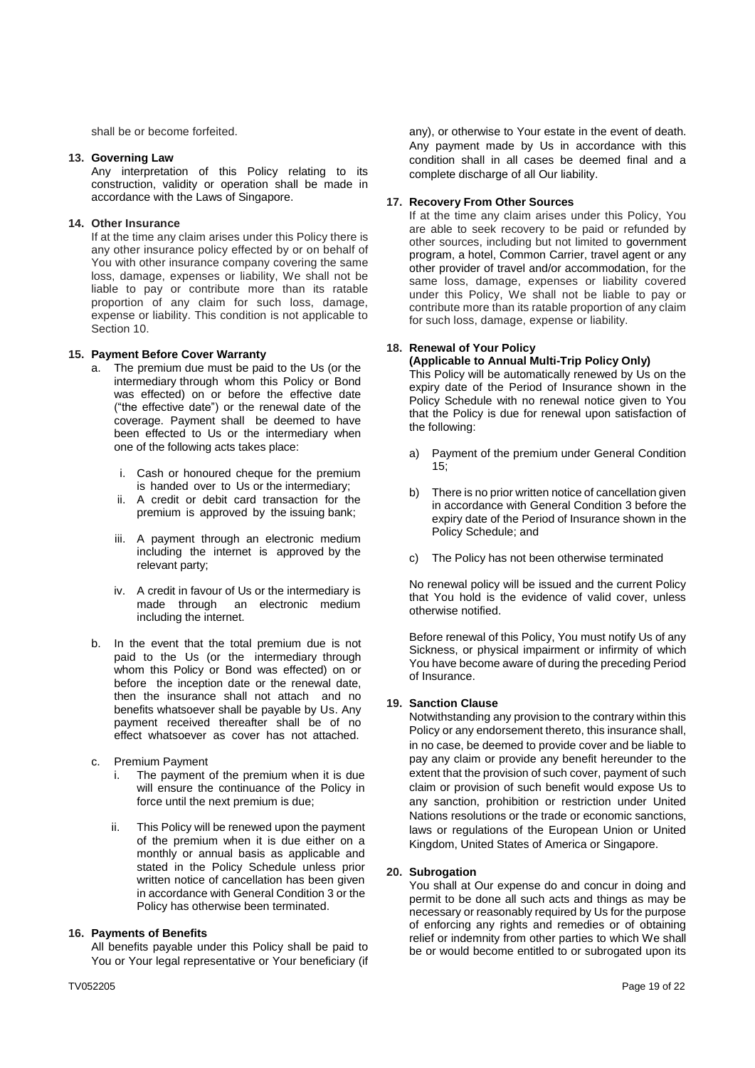shall be or become forfeited.

**13. Governing Law**

Any interpretation of this Policy relating to its construction, validity or operation shall be made in accordance with the Laws of Singapore.

**14. Other Insurance**

If at the time any claim arises under this Policy there is any other insurance policy effected by or on behalf of You with other insurance company covering the same loss, damage, expenses or liability, We shall not be liable to pay or contribute more than its ratable proportion of any claim for such loss, damage, expense or liability. This condition is not applicable to Section 10.

**15. Payment Before Cover Warranty**

a. The premium due must be paid to the Us (or the intermediary through whom this Policy or Bond was effected) on or before the effective date ("the effective date") or the renewal date of the coverage. Payment shall be deemed to have been effected to Us or the intermediary when one of the following acts takes place:

   i. Cash or honoured cheque for the premium is handed over to Us or the intermediary;

   ii. A credit or debit card transaction for the premium is approved by the issuing bank;

   iii. A payment through an electronic medium including the internet is approved by the relevant party;

   iv. A credit in favour of Us or the intermediary is made through an electronic medium including the internet.

b. In the event that the total premium due is not paid to the Us (or the intermediary through whom this Policy or Bond was effected) on or before the inception date or the renewal date, then the insurance shall not attach and no benefits whatsoever shall be payable by Us. Any payment received thereafter shall be of no effect whatsoever as cover has not attached.

c. Premium Payment

   i. The payment of the premium when it is due will ensure the continuance of the Policy in force until the next premium is due;

   ii. This Policy will be renewed upon the payment of the premium when it is due either on a monthly or annual basis as applicable and stated in the Policy Schedule unless prior written notice of cancellation has been given in accordance with General Condition 3 or the Policy has otherwise been terminated.

**16. Payments of Benefits**

All benefits payable under this Policy shall be paid to You or Your legal representative or Your beneficiary (if any), or otherwise to Your estate in the event of death. Any payment made by Us in accordance with this condition shall in all cases be deemed final and a complete discharge of all Our liability.

**17. Recovery From Other Sources**

If at the time any claim arises under this Policy, You are able to seek recovery to be paid or refunded by other sources, including but not limited to government program, a hotel, Common Carrier, travel agent or any other provider of travel and/or accommodation, for the same loss, damage, expenses or liability covered under this Policy, We shall not be liable to pay or contribute more than its ratable proportion of any claim for such loss, damage, expense or liability.

**18. Renewal of Your Policy**
**(Applicable to Annual Multi-Trip Policy Only)**

This Policy will be automatically renewed by Us on the expiry date of the Period of Insurance shown in the Policy Schedule with no renewal notice given to You that the Policy is due for renewal upon satisfaction of the following:

a) Payment of the premium under General Condition 15;

b) There is no prior written notice of cancellation given in accordance with General Condition 3 before the expiry date of the Period of Insurance shown in the Policy Schedule; and

c) The Policy has not been otherwise terminated

No renewal policy will be issued and the current Policy that You hold is the evidence of valid cover, unless otherwise notified.

Before renewal of this Policy, You must notify Us of any Sickness, or physical impairment or infirmity of which You have become aware of during the preceding Period of Insurance.

**19. Sanction Clause**

Notwithstanding any provision to the contrary within this Policy or any endorsement thereto, this insurance shall, in no case, be deemed to provide cover and be liable to pay any claim or provide any benefit hereunder to the extent that the provision of such cover, payment of such claim or provision of such benefit would expose Us to any sanction, prohibition or restriction under United Nations resolutions or the trade or economic sanctions, laws or regulations of the European Union or United Kingdom, United States of America or Singapore.

**20. Subrogation**

You shall at Our expense do and concur in doing and permit to be done all such acts and things as may be necessary or reasonably required by Us for the purpose of enforcing any rights and remedies or of obtaining relief or indemnity from other parties to which We shall be or would become entitled to or subrogated upon its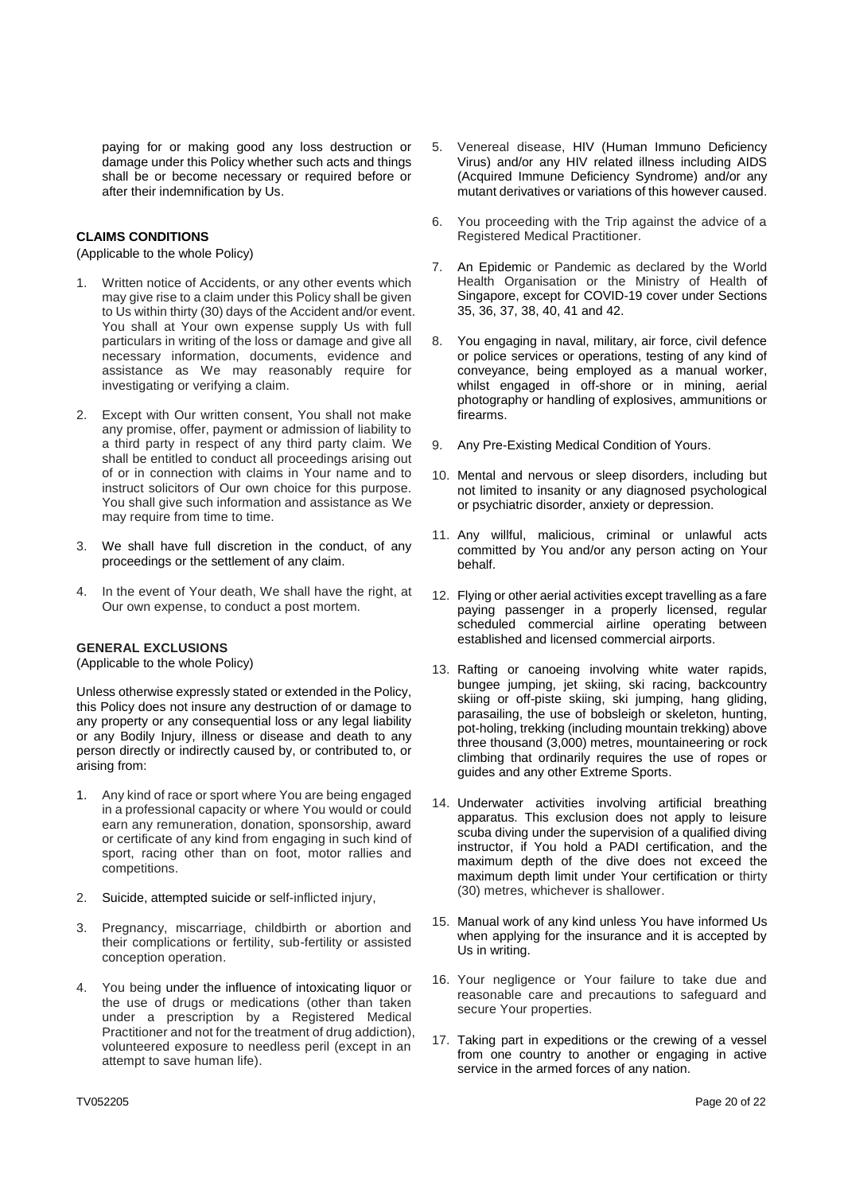paying for or making good any loss destruction or damage under this Policy whether such acts and things shall be or become necessary or required before or after their indemnification by Us.

**CLAIMS CONDITIONS**

(Applicable to the whole Policy)

1. Written notice of Accidents, or any other events which may give rise to a claim under this Policy shall be given to Us within thirty (30) days of the Accident and/or event. You shall at Your own expense supply Us with full particulars in writing of the loss or damage and give all necessary information, documents, evidence and assistance as We may reasonably require for investigating or verifying a claim.
2. Except with Our written consent, You shall not make any promise, offer, payment or admission of liability to a third party in respect of any third party claim. We shall be entitled to conduct all proceedings arising out of or in connection with claims in Your name and to instruct solicitors of Our own choice for this purpose. You shall give such information and assistance as We may require from time to time.
3. We shall have full discretion in the conduct, of any proceedings or the settlement of any claim.
4. In the event of Your death, We shall have the right, at Our own expense, to conduct a post mortem.

**GENERAL EXCLUSIONS**

(Applicable to the whole Policy)

Unless otherwise expressly stated or extended in the Policy, this Policy does not insure any destruction of or damage to any property or any consequential loss or any legal liability or any Bodily Injury, illness or disease and death to any person directly or indirectly caused by, or contributed to, or arising from:

1. Any kind of race or sport where You are being engaged in a professional capacity or where You would or could earn any remuneration, donation, sponsorship, award or certificate of any kind from engaging in such kind of sport, racing other than on foot, motor rallies and competitions.
2. Suicide, attempted suicide or self-inflicted injury,
3. Pregnancy, miscarriage, childbirth or abortion and their complications or fertility, sub-fertility or assisted conception operation.
4. You being under the influence of intoxicating liquor or the use of drugs or medications (other than taken under a prescription by a Registered Medical Practitioner and not for the treatment of drug addiction), volunteered exposure to needless peril (except in an attempt to save human life).
5. Venereal disease, HIV (Human Immuno Deficiency Virus) and/or any HIV related illness including AIDS (Acquired Immune Deficiency Syndrome) and/or any mutant derivatives or variations of this however caused.
6. You proceeding with the Trip against the advice of a Registered Medical Practitioner.
7. An Epidemic or Pandemic as declared by the World Health Organisation or the Ministry of Health of Singapore, except for COVID-19 cover under Sections 35, 36, 37, 38, 40, 41 and 42.
8. You engaging in naval, military, air force, civil defence or police services or operations, testing of any kind of conveyance, being employed as a manual worker, whilst engaged in off-shore or in mining, aerial photography or handling of explosives, ammunitions or firearms.
9. Any Pre-Existing Medical Condition of Yours.
10. Mental and nervous or sleep disorders, including but not limited to insanity or any diagnosed psychological or psychiatric disorder, anxiety or depression.
11. Any willful, malicious, criminal or unlawful acts committed by You and/or any person acting on Your behalf.
12. Flying or other aerial activities except travelling as a fare paying passenger in a properly licensed, regular scheduled commercial airline operating between established and licensed commercial airports.
13. Rafting or canoeing involving white water rapids, bungee jumping, jet skiing, ski racing, backcountry skiing or off-piste skiing, ski jumping, hang gliding, parasailing, the use of bobsleigh or skeleton, hunting, pot-holing, trekking (including mountain trekking) above three thousand (3,000) metres, mountaineering or rock climbing that ordinarily requires the use of ropes or guides and any other Extreme Sports.
14. Underwater activities involving artificial breathing apparatus. This exclusion does not apply to leisure scuba diving under the supervision of a qualified diving instructor, if You hold a PADI certification, and the maximum depth of the dive does not exceed the maximum depth limit under Your certification or thirty (30) metres, whichever is shallower.
15. Manual work of any kind unless You have informed Us when applying for the insurance and it is accepted by Us in writing.
16. Your negligence or Your failure to take due and reasonable care and precautions to safeguard and secure Your properties.
17. Taking part in expeditions or the crewing of a vessel from one country to another or engaging in active service in the armed forces of any nation.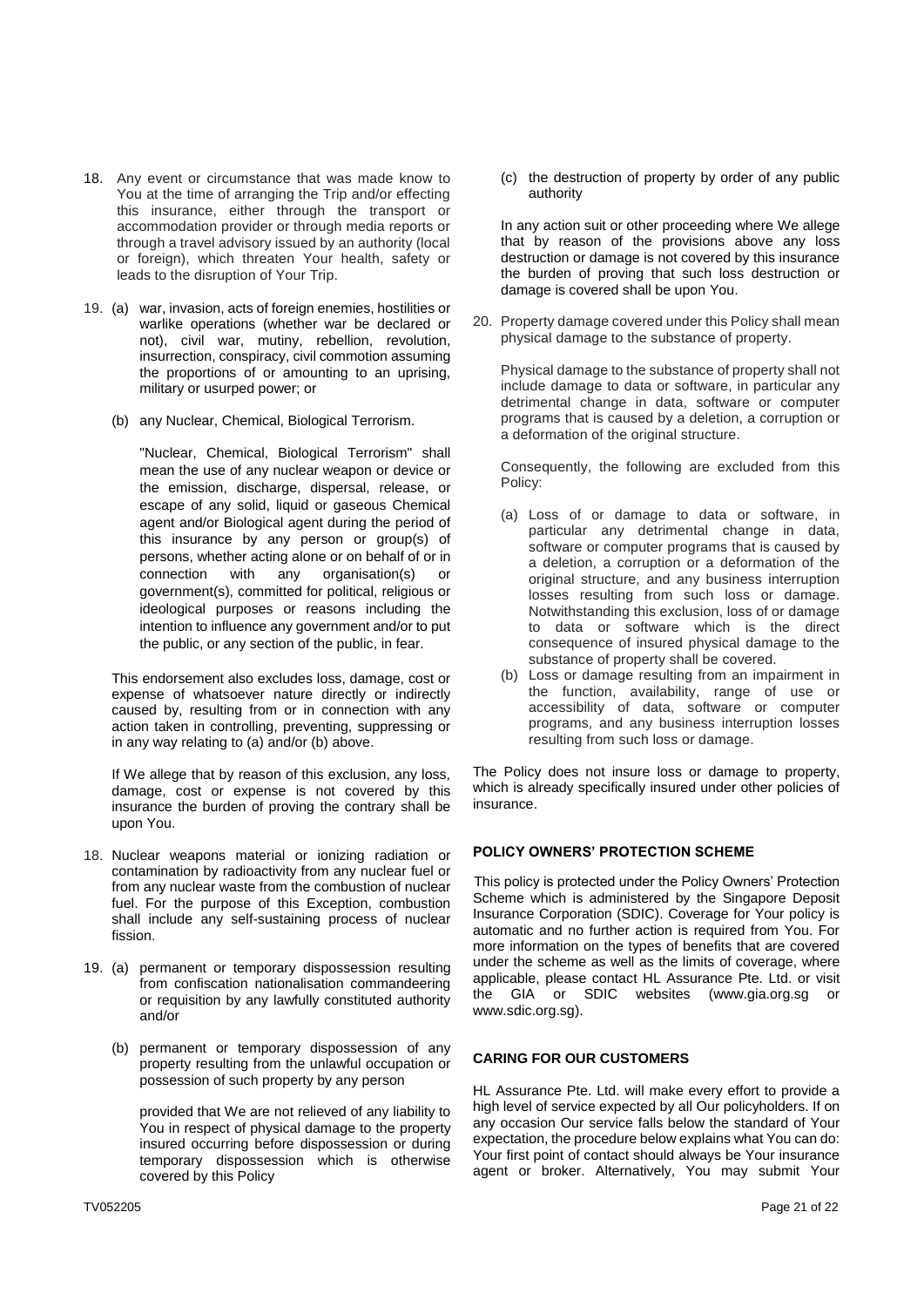18. Any event or circumstance that was made know to You at the time of arranging the Trip and/or effecting this insurance, either through the transport or accommodation provider or through media reports or through a travel advisory issued by an authority (local or foreign), which threaten Your health, safety or leads to the disruption of Your Trip.

19. (a) war, invasion, acts of foreign enemies, hostilities or warlike operations (whether war be declared or not), civil war, mutiny, rebellion, revolution, insurrection, conspiracy, civil commotion assuming the proportions of or amounting to an uprising, military or usurped power; or

    (b) any Nuclear, Chemical, Biological Terrorism.

    "Nuclear, Chemical, Biological Terrorism" shall mean the use of any nuclear weapon or device or the emission, discharge, dispersal, release, or escape of any solid, liquid or gaseous Chemical agent and/or Biological agent during the period of this insurance by any person or group(s) of persons, whether acting alone or on behalf of or in connection with any organisation(s) or government(s), committed for political, religious or ideological purposes or reasons including the intention to influence any government and/or to put the public, or any section of the public, in fear.

    This endorsement also excludes loss, damage, cost or expense of whatsoever nature directly or indirectly caused by, resulting from or in connection with any action taken in controlling, preventing, suppressing or in any way relating to (a) and/or (b) above.

    If We allege that by reason of this exclusion, any loss, damage, cost or expense is not covered by this insurance the burden of proving the contrary shall be upon You.

18. Nuclear weapons material or ionizing radiation or contamination by radioactivity from any nuclear fuel or from any nuclear waste from the combustion of nuclear fuel. For the purpose of this Exception, combustion shall include any self-sustaining process of nuclear fission.

19. (a) permanent or temporary dispossession resulting from confiscation nationalisation commandeering or requisition by any lawfully constituted authority and/or

    (b) permanent or temporary dispossession of any property resulting from the unlawful occupation or possession of such property by any person

    provided that We are not relieved of any liability to You in respect of physical damage to the property insured occurring before dispossession or during temporary dispossession which is otherwise covered by this Policy

    (c) the destruction of property by order of any public authority

    In any action suit or other proceeding where We allege that by reason of the provisions above any loss destruction or damage is not covered by this insurance the burden of proving that such loss destruction or damage is covered shall be upon You.

20. Property damage covered under this Policy shall mean physical damage to the substance of property.

    Physical damage to the substance of property shall not include damage to data or software, in particular any detrimental change in data, software or computer programs that is caused by a deletion, a corruption or a deformation of the original structure.

    Consequently, the following are excluded from this Policy:

    (a) Loss of or damage to data or software, in particular any detrimental change in data, software or computer programs that is caused by a deletion, a corruption or a deformation of the original structure, and any business interruption losses resulting from such loss or damage. Notwithstanding this exclusion, loss of or damage to data or software which is the direct consequence of insured physical damage to the substance of property shall be covered.
    (b) Loss or damage resulting from an impairment in the function, availability, range of use or accessibility of data, software or computer programs, and any business interruption losses resulting from such loss or damage.

The Policy does not insure loss or damage to property, which is already specifically insured under other policies of insurance.

## POLICY OWNERS' PROTECTION SCHEME

This policy is protected under the Policy Owners' Protection Scheme which is administered by the Singapore Deposit Insurance Corporation (SDIC). Coverage for Your policy is automatic and no further action is required from You. For more information on the types of benefits that are covered under the scheme as well as the limits of coverage, where applicable, please contact HL Assurance Pte. Ltd. or visit the GIA or SDIC websites (www.gia.org.sg or www.sdic.org.sg).

## CARING FOR OUR CUSTOMERS

HL Assurance Pte. Ltd. will make every effort to provide a high level of service expected by all Our policyholders. If on any occasion Our service falls below the standard of Your expectation, the procedure below explains what You can do: Your first point of contact should always be Your insurance agent or broker. Alternatively, You may submit Your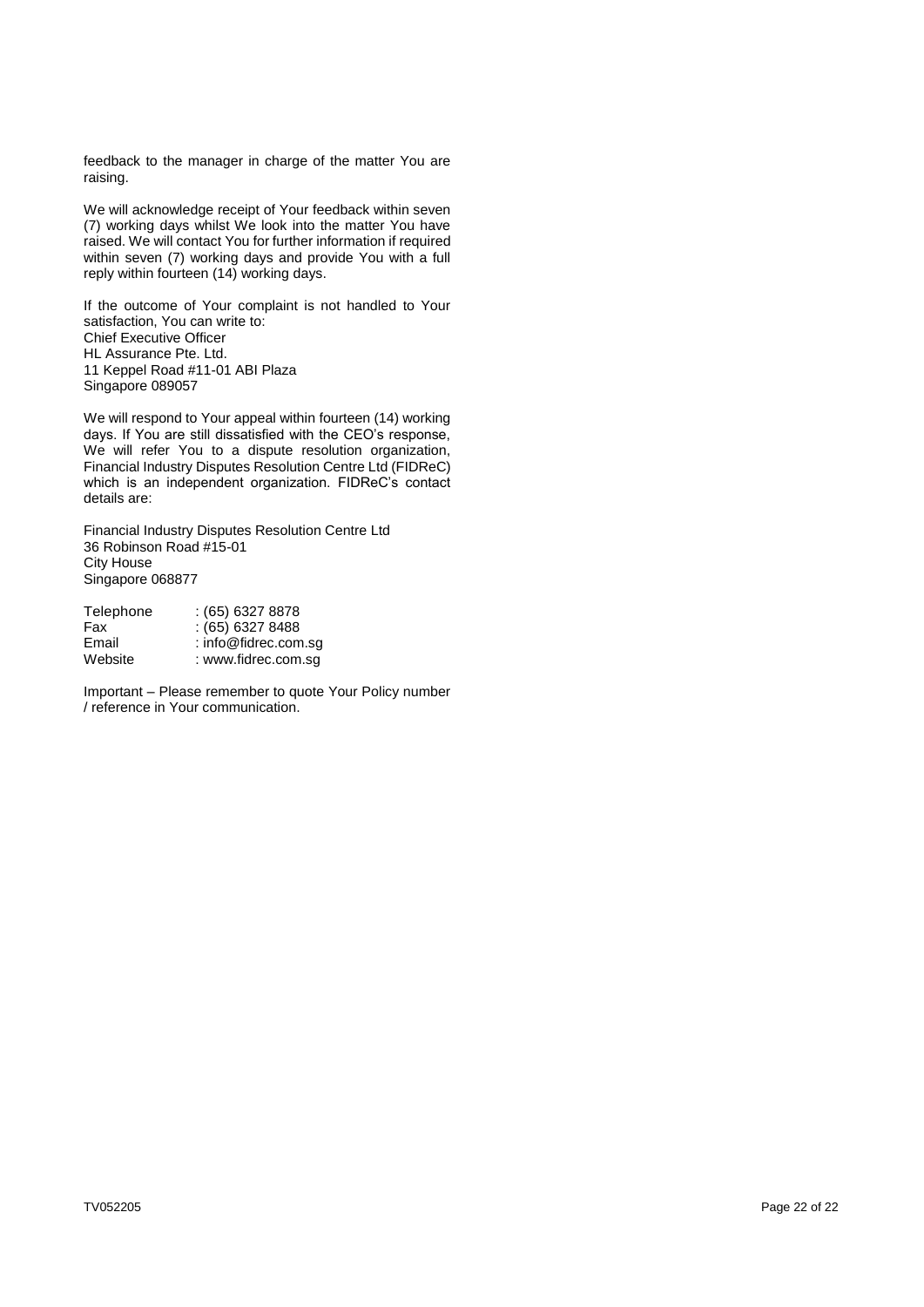feedback to the manager in charge of the matter You are raising.

We will acknowledge receipt of Your feedback within seven (7) working days whilst We look into the matter You have raised. We will contact You for further information if required within seven (7) working days and provide You with a full reply within fourteen (14) working days.

If the outcome of Your complaint is not handled to Your satisfaction, You can write to:
Chief Executive Officer
HL Assurance Pte. Ltd.
11 Keppel Road #11-01 ABI Plaza
Singapore 089057

We will respond to Your appeal within fourteen (14) working days. If You are still dissatisfied with the CEO's response, We will refer You to a dispute resolution organization, Financial Industry Disputes Resolution Centre Ltd (FIDReC) which is an independent organization. FIDReC's contact details are:

Financial Industry Disputes Resolution Centre Ltd
36 Robinson Road #15-01
City House
Singapore 068877

| | |
|---|---|
| Telephone | : (65) 6327 8878 |
| Fax | : (65) 6327 8488 |
| Email | : info@fidrec.com.sg |
| Website | : www.fidrec.com.sg |

Important – Please remember to quote Your Policy number / reference in Your communication.

TV052205